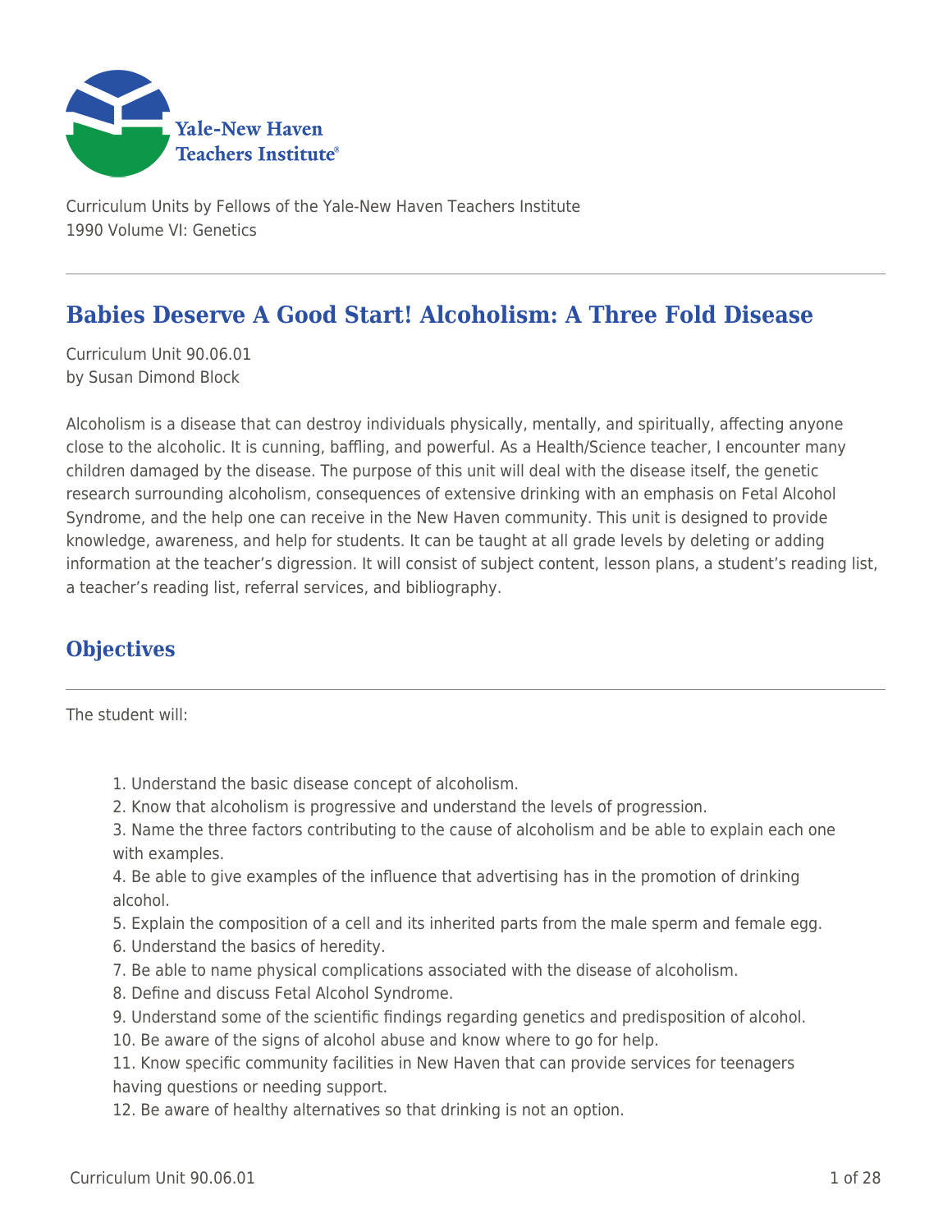Curriculum Units by Fellows of the Yale-New Haven Teachers Institute
1990 Volume VI: Genetics

# Babies Deserve A Good Start! Alcoholism: A Three Fold Disease

Curriculum Unit 90.06.01
by Susan Dimond Block

Alcoholism is a disease that can destroy individuals physically, mentally, and spiritually, affecting anyone close to the alcoholic. It is cunning, baffling, and powerful. As a Health/Science teacher, I encounter many children damaged by the disease. The purpose of this unit will deal with the disease itself, the genetic research surrounding alcoholism, consequences of extensive drinking with an emphasis on Fetal Alcohol Syndrome, and the help one can receive in the New Haven community. This unit is designed to provide knowledge, awareness, and help for students. It can be taught at all grade levels by deleting or adding information at the teacher's digression. It will consist of subject content, lesson plans, a student's reading list, a teacher's reading list, referral services, and bibliography.

## Objectives

The student will:

1. Understand the basic disease concept of alcoholism.
2. Know that alcoholism is progressive and understand the levels of progression.
3. Name the three factors contributing to the cause of alcoholism and be able to explain each one with examples.
4. Be able to give examples of the influence that advertising has in the promotion of drinking alcohol.
5. Explain the composition of a cell and its inherited parts from the male sperm and female egg.
6. Understand the basics of heredity.
7. Be able to name physical complications associated with the disease of alcoholism.
8. Define and discuss Fetal Alcohol Syndrome.
9. Understand some of the scientific findings regarding genetics and predisposition of alcohol.
10. Be aware of the signs of alcohol abuse and know where to go for help.
11. Know specific community facilities in New Haven that can provide services for teenagers having questions or needing support.
12. Be aware of healthy alternatives so that drinking is not an option.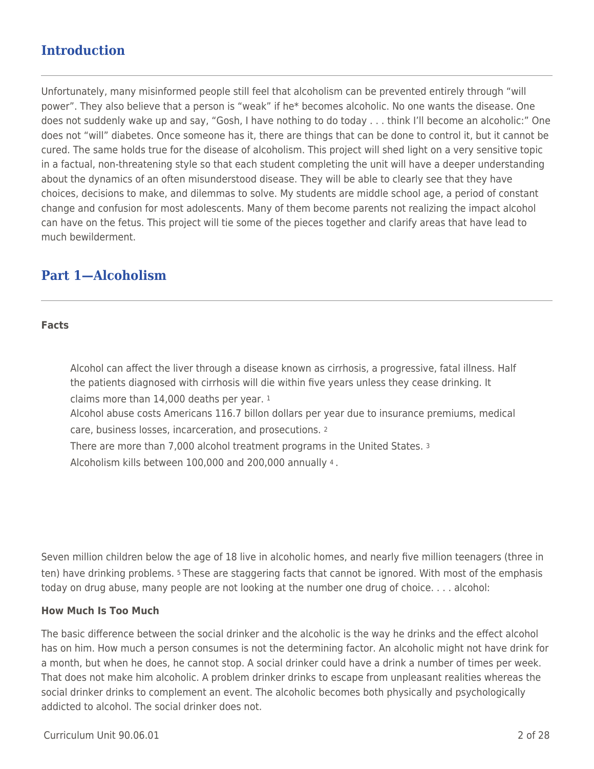## Introduction

Unfortunately, many misinformed people still feel that alcoholism can be prevented entirely through "will power". They also believe that a person is "weak" if he* becomes alcoholic. No one wants the disease. One does not suddenly wake up and say, "Gosh, I have nothing to do today . . . think I'll become an alcoholic:" One does not "will" diabetes. Once someone has it, there are things that can be done to control it, but it cannot be cured. The same holds true for the disease of alcoholism. This project will shed light on a very sensitive topic in a factual, non-threatening style so that each student completing the unit will have a deeper understanding about the dynamics of an often misunderstood disease. They will be able to clearly see that they have choices, decisions to make, and dilemmas to solve. My students are middle school age, a period of constant change and confusion for most adolescents. Many of them become parents not realizing the impact alcohol can have on the fetus. This project will tie some of the pieces together and clarify areas that have lead to much bewilderment.

## Part 1—Alcoholism

**Facts**

> Alcohol can affect the liver through a disease known as cirrhosis, a progressive, fatal illness. Half the patients diagnosed with cirrhosis will die within five years unless they cease drinking. It claims more than 14,000 deaths per year. [1]
>
> Alcohol abuse costs Americans 116.7 billon dollars per year due to insurance premiums, medical care, business losses, incarceration, and prosecutions. [2]
>
> There are more than 7,000 alcohol treatment programs in the United States. [3]
>
> Alcoholism kills between 100,000 and 200,000 annually [4] .

Seven million children below the age of 18 live in alcoholic homes, and nearly five million teenagers (three in ten) have drinking problems. [5] These are staggering facts that cannot be ignored. With most of the emphasis today on drug abuse, many people are not looking at the number one drug of choice. . . . alcohol:

**How Much Is Too Much**

The basic difference between the social drinker and the alcoholic is the way he drinks and the effect alcohol has on him. How much a person consumes is not the determining factor. An alcoholic might not have drink for a month, but when he does, he cannot stop. A social drinker could have a drink a number of times per week. That does not make him alcoholic. A problem drinker drinks to escape from unpleasant realities whereas the social drinker drinks to complement an event. The alcoholic becomes both physically and psychologically addicted to alcohol. The social drinker does not.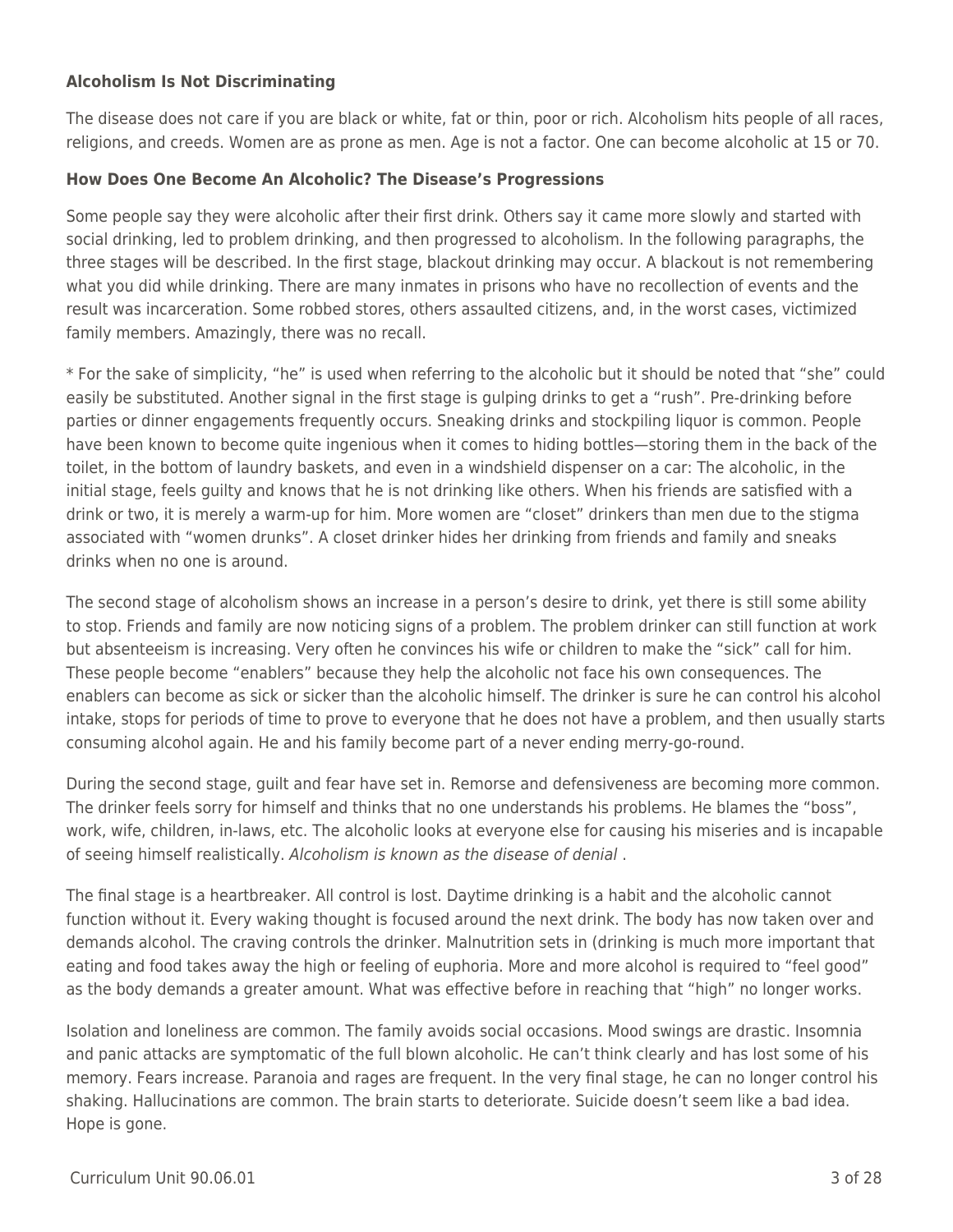**Alcoholism Is Not Discriminating**

The disease does not care if you are black or white, fat or thin, poor or rich. Alcoholism hits people of all races, religions, and creeds. Women are as prone as men. Age is not a factor. One can become alcoholic at 15 or 70.

**How Does One Become An Alcoholic? The Disease's Progressions**

Some people say they were alcoholic after their first drink. Others say it came more slowly and started with social drinking, led to problem drinking, and then progressed to alcoholism. In the following paragraphs, the three stages will be described. In the first stage, blackout drinking may occur. A blackout is not remembering what you did while drinking. There are many inmates in prisons who have no recollection of events and the result was incarceration. Some robbed stores, others assaulted citizens, and, in the worst cases, victimized family members. Amazingly, there was no recall.

* For the sake of simplicity, "he" is used when referring to the alcoholic but it should be noted that "she" could easily be substituted. Another signal in the first stage is gulping drinks to get a "rush". Pre-drinking before parties or dinner engagements frequently occurs. Sneaking drinks and stockpiling liquor is common. People have been known to become quite ingenious when it comes to hiding bottles—storing them in the back of the toilet, in the bottom of laundry baskets, and even in a windshield dispenser on a car: The alcoholic, in the initial stage, feels guilty and knows that he is not drinking like others. When his friends are satisfied with a drink or two, it is merely a warm-up for him. More women are "closet" drinkers than men due to the stigma associated with "women drunks". A closet drinker hides her drinking from friends and family and sneaks drinks when no one is around.

The second stage of alcoholism shows an increase in a person's desire to drink, yet there is still some ability to stop. Friends and family are now noticing signs of a problem. The problem drinker can still function at work but absenteeism is increasing. Very often he convinces his wife or children to make the "sick" call for him. These people become "enablers" because they help the alcoholic not face his own consequences. The enablers can become as sick or sicker than the alcoholic himself. The drinker is sure he can control his alcohol intake, stops for periods of time to prove to everyone that he does not have a problem, and then usually starts consuming alcohol again. He and his family become part of a never ending merry-go-round.

During the second stage, guilt and fear have set in. Remorse and defensiveness are becoming more common. The drinker feels sorry for himself and thinks that no one understands his problems. He blames the "boss", work, wife, children, in-laws, etc. The alcoholic looks at everyone else for causing his miseries and is incapable of seeing himself realistically. *Alcoholism is known as the disease of denial* .

The final stage is a heartbreaker. All control is lost. Daytime drinking is a habit and the alcoholic cannot function without it. Every waking thought is focused around the next drink. The body has now taken over and demands alcohol. The craving controls the drinker. Malnutrition sets in (drinking is much more important that eating and food takes away the high or feeling of euphoria. More and more alcohol is required to "feel good" as the body demands a greater amount. What was effective before in reaching that "high" no longer works.

Isolation and loneliness are common. The family avoids social occasions. Mood swings are drastic. Insomnia and panic attacks are symptomatic of the full blown alcoholic. He can't think clearly and has lost some of his memory. Fears increase. Paranoia and rages are frequent. In the very final stage, he can no longer control his shaking. Hallucinations are common. The brain starts to deteriorate. Suicide doesn't seem like a bad idea. Hope is gone.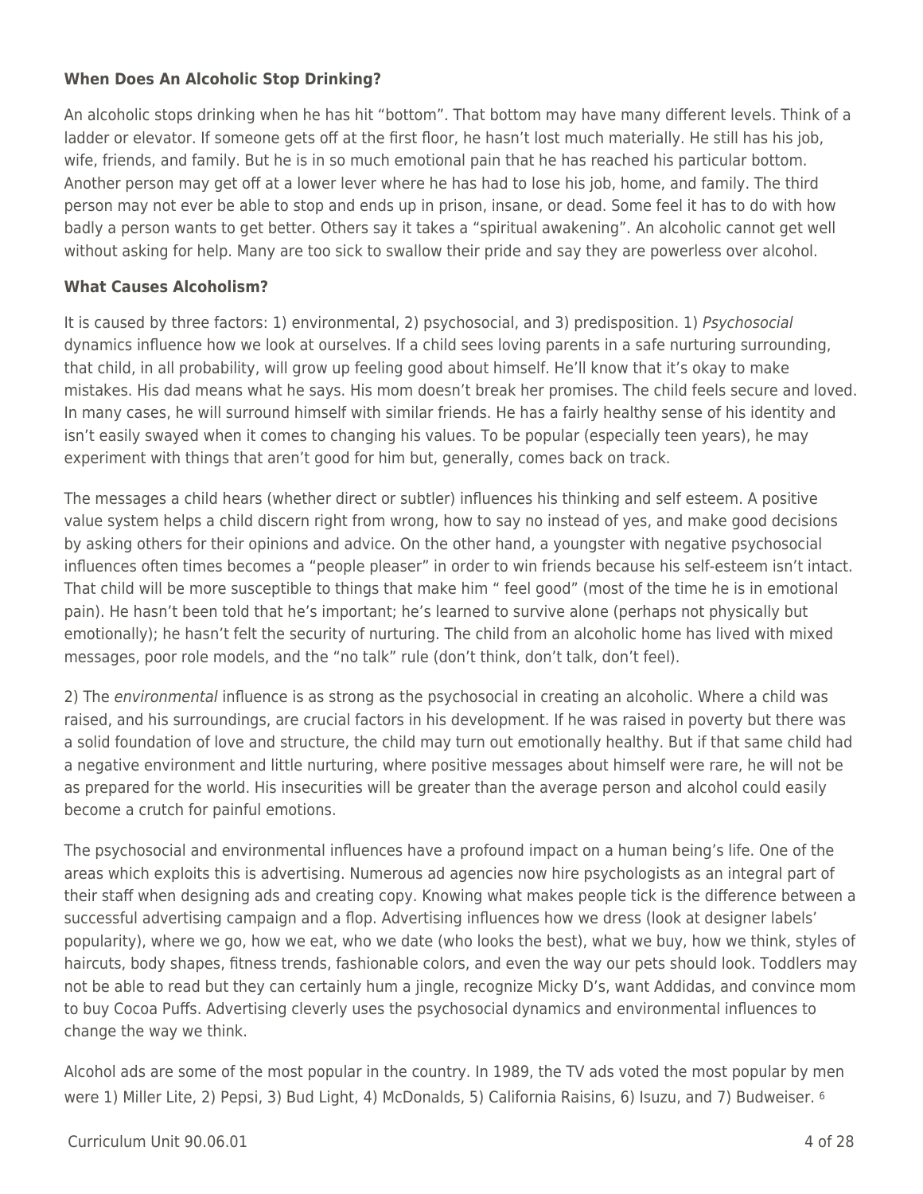**When Does An Alcoholic Stop Drinking?**

An alcoholic stops drinking when he has hit “bottom”. That bottom may have many different levels. Think of a ladder or elevator. If someone gets off at the first floor, he hasn’t lost much materially. He still has his job, wife, friends, and family. But he is in so much emotional pain that he has reached his particular bottom. Another person may get off at a lower lever where he has had to lose his job, home, and family. The third person may not ever be able to stop and ends up in prison, insane, or dead. Some feel it has to do with how badly a person wants to get better. Others say it takes a “spiritual awakening”. An alcoholic cannot get well without asking for help. Many are too sick to swallow their pride and say they are powerless over alcohol.

**What Causes Alcoholism?**

It is caused by three factors: 1) environmental, 2) psychosocial, and 3) predisposition. 1) *Psychosocial* dynamics influence how we look at ourselves. If a child sees loving parents in a safe nurturing surrounding, that child, in all probability, will grow up feeling good about himself. He’ll know that it’s okay to make mistakes. His dad means what he says. His mom doesn’t break her promises. The child feels secure and loved. In many cases, he will surround himself with similar friends. He has a fairly healthy sense of his identity and isn’t easily swayed when it comes to changing his values. To be popular (especially teen years), he may experiment with things that aren’t good for him but, generally, comes back on track.

The messages a child hears (whether direct or subtler) influences his thinking and self esteem. A positive value system helps a child discern right from wrong, how to say no instead of yes, and make good decisions by asking others for their opinions and advice. On the other hand, a youngster with negative psychosocial influences often times becomes a “people pleaser” in order to win friends because his self-esteem isn’t intact. That child will be more susceptible to things that make him “ feel good” (most of the time he is in emotional pain). He hasn’t been told that he’s important; he’s learned to survive alone (perhaps not physically but emotionally); he hasn’t felt the security of nurturing. The child from an alcoholic home has lived with mixed messages, poor role models, and the “no talk” rule (don’t think, don’t talk, don’t feel).

2) The *environmental* influence is as strong as the psychosocial in creating an alcoholic. Where a child was raised, and his surroundings, are crucial factors in his development. If he was raised in poverty but there was a solid foundation of love and structure, the child may turn out emotionally healthy. But if that same child had a negative environment and little nurturing, where positive messages about himself were rare, he will not be as prepared for the world. His insecurities will be greater than the average person and alcohol could easily become a crutch for painful emotions.

The psychosocial and environmental influences have a profound impact on a human being’s life. One of the areas which exploits this is advertising. Numerous ad agencies now hire psychologists as an integral part of their staff when designing ads and creating copy. Knowing what makes people tick is the difference between a successful advertising campaign and a flop. Advertising influences how we dress (look at designer labels’ popularity), where we go, how we eat, who we date (who looks the best), what we buy, how we think, styles of haircuts, body shapes, fitness trends, fashionable colors, and even the way our pets should look. Toddlers may not be able to read but they can certainly hum a jingle, recognize Micky D’s, want Addidas, and convince mom to buy Cocoa Puffs. Advertising cleverly uses the psychosocial dynamics and environmental influences to change the way we think.

Alcohol ads are some of the most popular in the country. In 1989, the TV ads voted the most popular by men were 1) Miller Lite, 2) Pepsi, 3) Bud Light, 4) McDonalds, 5) California Raisins, 6) Isuzu, and 7) Budweiser. [6]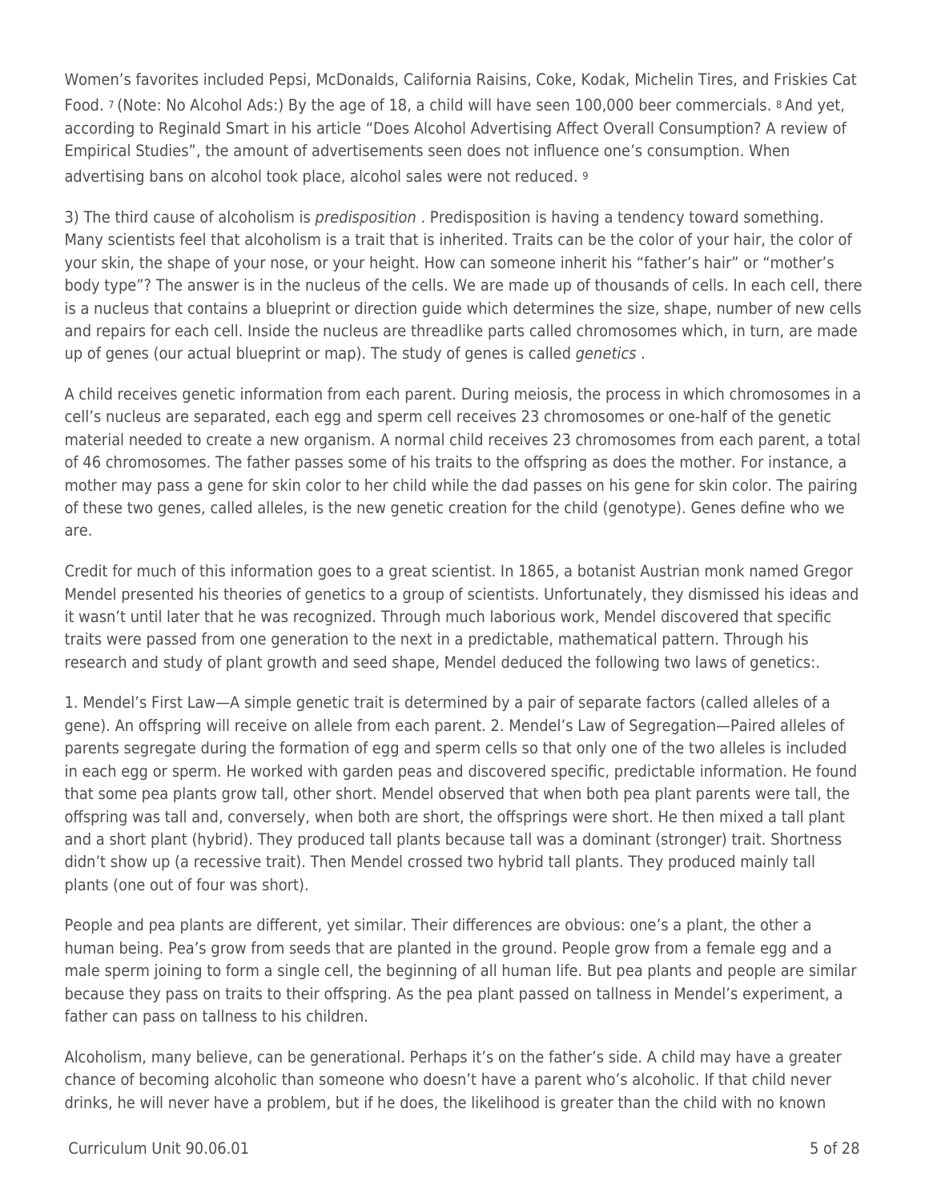Women's favorites included Pepsi, McDonalds, California Raisins, Coke, Kodak, Michelin Tires, and Friskies Cat Food. [7] (Note: No Alcohol Ads:) By the age of 18, a child will have seen 100,000 beer commercials. [8] And yet, according to Reginald Smart in his article "Does Alcohol Advertising Affect Overall Consumption? A review of Empirical Studies", the amount of advertisements seen does not influence one's consumption. When advertising bans on alcohol took place, alcohol sales were not reduced. [9]

3) The third cause of alcoholism is *predisposition* . Predisposition is having a tendency toward something. Many scientists feel that alcoholism is a trait that is inherited. Traits can be the color of your hair, the color of your skin, the shape of your nose, or your height. How can someone inherit his "father's hair" or "mother's body type"? The answer is in the nucleus of the cells. We are made up of thousands of cells. In each cell, there is a nucleus that contains a blueprint or direction guide which determines the size, shape, number of new cells and repairs for each cell. Inside the nucleus are threadlike parts called chromosomes which, in turn, are made up of genes (our actual blueprint or map). The study of genes is called *genetics* .

A child receives genetic information from each parent. During meiosis, the process in which chromosomes in a cell's nucleus are separated, each egg and sperm cell receives 23 chromosomes or one-half of the genetic material needed to create a new organism. A normal child receives 23 chromosomes from each parent, a total of 46 chromosomes. The father passes some of his traits to the offspring as does the mother. For instance, a mother may pass a gene for skin color to her child while the dad passes on his gene for skin color. The pairing of these two genes, called alleles, is the new genetic creation for the child (genotype). Genes define who we are.

Credit for much of this information goes to a great scientist. In 1865, a botanist Austrian monk named Gregor Mendel presented his theories of genetics to a group of scientists. Unfortunately, they dismissed his ideas and it wasn't until later that he was recognized. Through much laborious work, Mendel discovered that specific traits were passed from one generation to the next in a predictable, mathematical pattern. Through his research and study of plant growth and seed shape, Mendel deduced the following two laws of genetics:.

1. Mendel's First Law—A simple genetic trait is determined by a pair of separate factors (called alleles of a gene). An offspring will receive on allele from each parent. 2. Mendel's Law of Segregation—Paired alleles of parents segregate during the formation of egg and sperm cells so that only one of the two alleles is included in each egg or sperm. He worked with garden peas and discovered specific, predictable information. He found that some pea plants grow tall, other short. Mendel observed that when both pea plant parents were tall, the offspring was tall and, conversely, when both are short, the offsprings were short. He then mixed a tall plant and a short plant (hybrid). They produced tall plants because tall was a dominant (stronger) trait. Shortness didn't show up (a recessive trait). Then Mendel crossed two hybrid tall plants. They produced mainly tall plants (one out of four was short).

People and pea plants are different, yet similar. Their differences are obvious: one's a plant, the other a human being. Pea's grow from seeds that are planted in the ground. People grow from a female egg and a male sperm joining to form a single cell, the beginning of all human life. But pea plants and people are similar because they pass on traits to their offspring. As the pea plant passed on tallness in Mendel's experiment, a father can pass on tallness to his children.

Alcoholism, many believe, can be generational. Perhaps it's on the father's side. A child may have a greater chance of becoming alcoholic than someone who doesn't have a parent who's alcoholic. If that child never drinks, he will never have a problem, but if he does, the likelihood is greater than the child with no known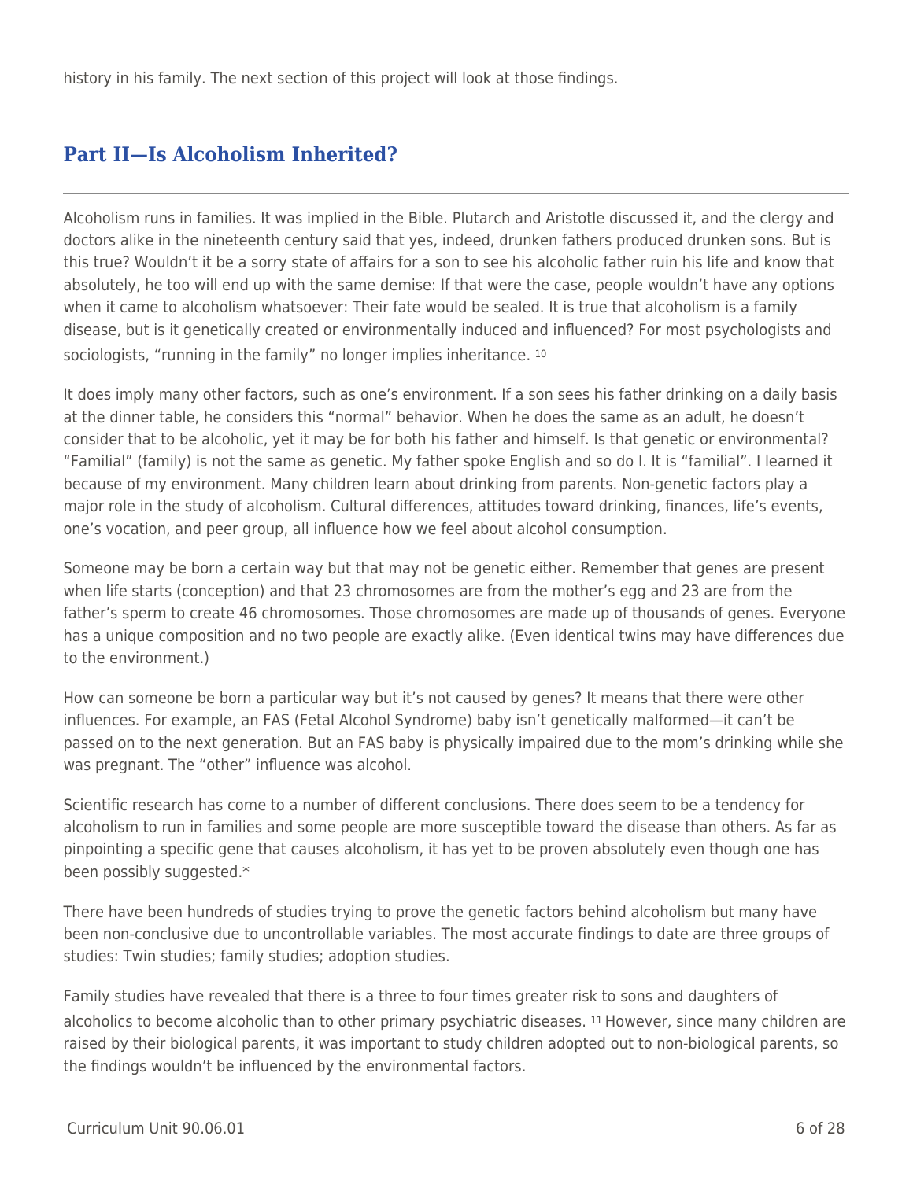history in his family. The next section of this project will look at those findings.

## Part II—Is Alcoholism Inherited?

Alcoholism runs in families. It was implied in the Bible. Plutarch and Aristotle discussed it, and the clergy and doctors alike in the nineteenth century said that yes, indeed, drunken fathers produced drunken sons. But is this true? Wouldn't it be a sorry state of affairs for a son to see his alcoholic father ruin his life and know that absolutely, he too will end up with the same demise: If that were the case, people wouldn't have any options when it came to alcoholism whatsoever: Their fate would be sealed. It is true that alcoholism is a family disease, but is it genetically created or environmentally induced and influenced? For most psychologists and sociologists, "running in the family" no longer implies inheritance. [10]

It does imply many other factors, such as one's environment. If a son sees his father drinking on a daily basis at the dinner table, he considers this "normal" behavior. When he does the same as an adult, he doesn't consider that to be alcoholic, yet it may be for both his father and himself. Is that genetic or environmental? "Familial" (family) is not the same as genetic. My father spoke English and so do I. It is "familial". I learned it because of my environment. Many children learn about drinking from parents. Non-genetic factors play a major role in the study of alcoholism. Cultural differences, attitudes toward drinking, finances, life's events, one's vocation, and peer group, all influence how we feel about alcohol consumption.

Someone may be born a certain way but that may not be genetic either. Remember that genes are present when life starts (conception) and that 23 chromosomes are from the mother's egg and 23 are from the father's sperm to create 46 chromosomes. Those chromosomes are made up of thousands of genes. Everyone has a unique composition and no two people are exactly alike. (Even identical twins may have differences due to the environment.)

How can someone be born a particular way but it's not caused by genes? It means that there were other influences. For example, an FAS (Fetal Alcohol Syndrome) baby isn't genetically malformed—it can't be passed on to the next generation. But an FAS baby is physically impaired due to the mom's drinking while she was pregnant. The "other" influence was alcohol.

Scientific research has come to a number of different conclusions. There does seem to be a tendency for alcoholism to run in families and some people are more susceptible toward the disease than others. As far as pinpointing a specific gene that causes alcoholism, it has yet to be proven absolutely even though one has been possibly suggested.*

There have been hundreds of studies trying to prove the genetic factors behind alcoholism but many have been non-conclusive due to uncontrollable variables. The most accurate findings to date are three groups of studies: Twin studies; family studies; adoption studies.

Family studies have revealed that there is a three to four times greater risk to sons and daughters of alcoholics to become alcoholic than to other primary psychiatric diseases. [11] However, since many children are raised by their biological parents, it was important to study children adopted out to non-biological parents, so the findings wouldn't be influenced by the environmental factors.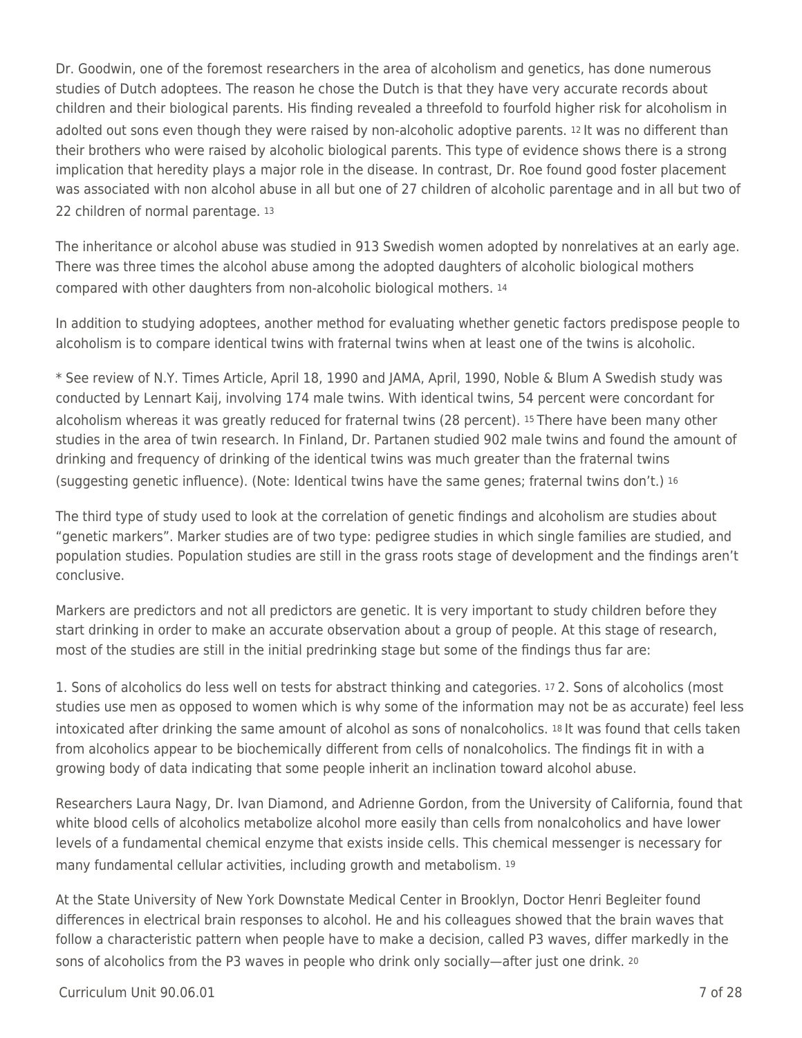Dr. Goodwin, one of the foremost researchers in the area of alcoholism and genetics, has done numerous studies of Dutch adoptees. The reason he chose the Dutch is that they have very accurate records about children and their biological parents. His finding revealed a threefold to fourfold higher risk for alcoholism in adolted out sons even though they were raised by non-alcoholic adoptive parents. [12] It was no different than their brothers who were raised by alcoholic biological parents. This type of evidence shows there is a strong implication that heredity plays a major role in the disease. In contrast, Dr. Roe found good foster placement was associated with non alcohol abuse in all but one of 27 children of alcoholic parentage and in all but two of 22 children of normal parentage. [13]

The inheritance or alcohol abuse was studied in 913 Swedish women adopted by nonrelatives at an early age. There was three times the alcohol abuse among the adopted daughters of alcoholic biological mothers compared with other daughters from non-alcoholic biological mothers. [14]

In addition to studying adoptees, another method for evaluating whether genetic factors predispose people to alcoholism is to compare identical twins with fraternal twins when at least one of the twins is alcoholic.

* See review of N.Y. Times Article, April 18, 1990 and JAMA, April, 1990, Noble & Blum A Swedish study was conducted by Lennart Kaij, involving 174 male twins. With identical twins, 54 percent were concordant for alcoholism whereas it was greatly reduced for fraternal twins (28 percent). [15] There have been many other studies in the area of twin research. In Finland, Dr. Partanen studied 902 male twins and found the amount of drinking and frequency of drinking of the identical twins was much greater than the fraternal twins (suggesting genetic influence). (Note: Identical twins have the same genes; fraternal twins don't.) [16]

The third type of study used to look at the correlation of genetic findings and alcoholism are studies about "genetic markers". Marker studies are of two type: pedigree studies in which single families are studied, and population studies. Population studies are still in the grass roots stage of development and the findings aren't conclusive.

Markers are predictors and not all predictors are genetic. It is very important to study children before they start drinking in order to make an accurate observation about a group of people. At this stage of research, most of the studies are still in the initial predrinking stage but some of the findings thus far are:

1. Sons of alcoholics do less well on tests for abstract thinking and categories. [17] 2. Sons of alcoholics (most studies use men as opposed to women which is why some of the information may not be as accurate) feel less intoxicated after drinking the same amount of alcohol as sons of nonalcoholics. [18] It was found that cells taken from alcoholics appear to be biochemically different from cells of nonalcoholics. The findings fit in with a growing body of data indicating that some people inherit an inclination toward alcohol abuse.

Researchers Laura Nagy, Dr. Ivan Diamond, and Adrienne Gordon, from the University of California, found that white blood cells of alcoholics metabolize alcohol more easily than cells from nonalcoholics and have lower levels of a fundamental chemical enzyme that exists inside cells. This chemical messenger is necessary for many fundamental cellular activities, including growth and metabolism. [19]

At the State University of New York Downstate Medical Center in Brooklyn, Doctor Henri Begleiter found differences in electrical brain responses to alcohol. He and his colleagues showed that the brain waves that follow a characteristic pattern when people have to make a decision, called P3 waves, differ markedly in the sons of alcoholics from the P3 waves in people who drink only socially—after just one drink. [20]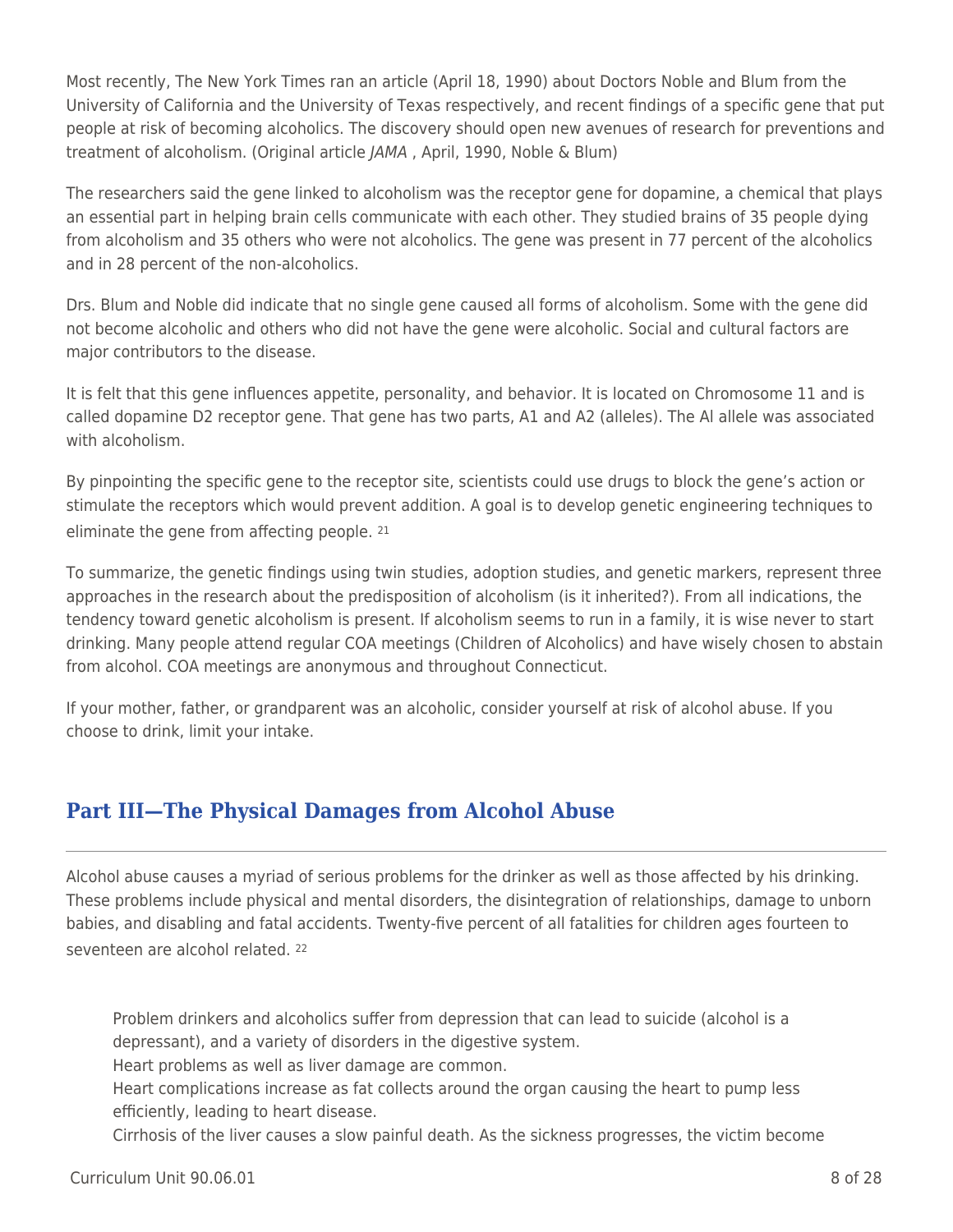Most recently, The New York Times ran an article (April 18, 1990) about Doctors Noble and Blum from the University of California and the University of Texas respectively, and recent findings of a specific gene that put people at risk of becoming alcoholics. The discovery should open new avenues of research for preventions and treatment of alcoholism. (Original article *JAMA* , April, 1990, Noble & Blum)

The researchers said the gene linked to alcoholism was the receptor gene for dopamine, a chemical that plays an essential part in helping brain cells communicate with each other. They studied brains of 35 people dying from alcoholism and 35 others who were not alcoholics. The gene was present in 77 percent of the alcoholics and in 28 percent of the non-alcoholics.

Drs. Blum and Noble did indicate that no single gene caused all forms of alcoholism. Some with the gene did not become alcoholic and others who did not have the gene were alcoholic. Social and cultural factors are major contributors to the disease.

It is felt that this gene influences appetite, personality, and behavior. It is located on Chromosome 11 and is called dopamine D2 receptor gene. That gene has two parts, A1 and A2 (alleles). The Al allele was associated with alcoholism.

By pinpointing the specific gene to the receptor site, scientists could use drugs to block the gene's action or stimulate the receptors which would prevent addition. A goal is to develop genetic engineering techniques to eliminate the gene from affecting people. [21]

To summarize, the genetic findings using twin studies, adoption studies, and genetic markers, represent three approaches in the research about the predisposition of alcoholism (is it inherited?). From all indications, the tendency toward genetic alcoholism is present. If alcoholism seems to run in a family, it is wise never to start drinking. Many people attend regular COA meetings (Children of Alcoholics) and have wisely chosen to abstain from alcohol. COA meetings are anonymous and throughout Connecticut.

If your mother, father, or grandparent was an alcoholic, consider yourself at risk of alcohol abuse. If you choose to drink, limit your intake.

## Part III—The Physical Damages from Alcohol Abuse

Alcohol abuse causes a myriad of serious problems for the drinker as well as those affected by his drinking. These problems include physical and mental disorders, the disintegration of relationships, damage to unborn babies, and disabling and fatal accidents. Twenty-five percent of all fatalities for children ages fourteen to seventeen are alcohol related. [22]

Problem drinkers and alcoholics suffer from depression that can lead to suicide (alcohol is a depressant), and a variety of disorders in the digestive system.
Heart problems as well as liver damage are common.
Heart complications increase as fat collects around the organ causing the heart to pump less efficiently, leading to heart disease.
Cirrhosis of the liver causes a slow painful death. As the sickness progresses, the victim become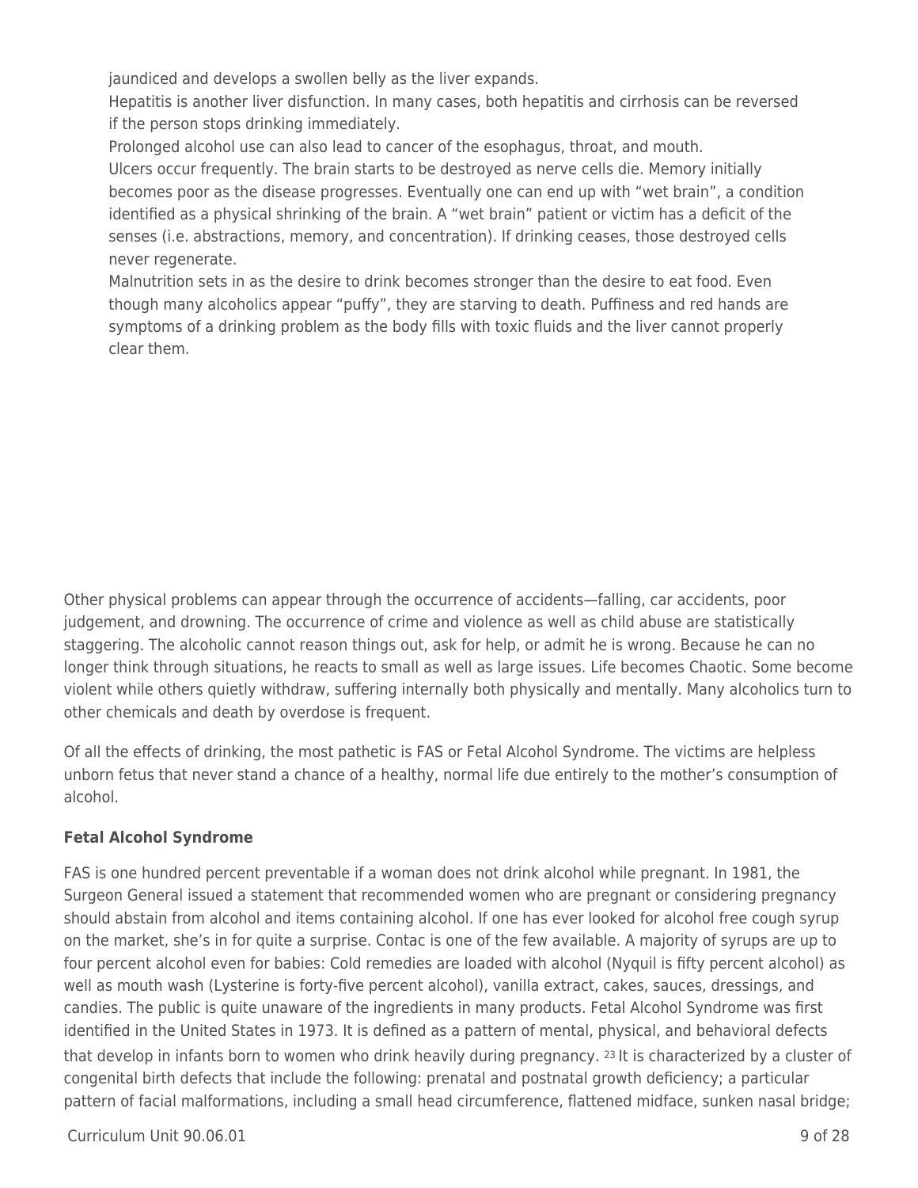jaundiced and develops a swollen belly as the liver expands.

Hepatitis is another liver disfunction. In many cases, both hepatitis and cirrhosis can be reversed if the person stops drinking immediately.

Prolonged alcohol use can also lead to cancer of the esophagus, throat, and mouth.

Ulcers occur frequently. The brain starts to be destroyed as nerve cells die. Memory initially becomes poor as the disease progresses. Eventually one can end up with “wet brain”, a condition identified as a physical shrinking of the brain. A “wet brain” patient or victim has a deficit of the senses (i.e. abstractions, memory, and concentration). If drinking ceases, those destroyed cells never regenerate.

Malnutrition sets in as the desire to drink becomes stronger than the desire to eat food. Even though many alcoholics appear “puffy”, they are starving to death. Puffiness and red hands are symptoms of a drinking problem as the body fills with toxic fluids and the liver cannot properly clear them.

Other physical problems can appear through the occurrence of accidents—falling, car accidents, poor judgement, and drowning. The occurrence of crime and violence as well as child abuse are statistically staggering. The alcoholic cannot reason things out, ask for help, or admit he is wrong. Because he can no longer think through situations, he reacts to small as well as large issues. Life becomes Chaotic. Some become violent while others quietly withdraw, suffering internally both physically and mentally. Many alcoholics turn to other chemicals and death by overdose is frequent.

Of all the effects of drinking, the most pathetic is FAS or Fetal Alcohol Syndrome. The victims are helpless unborn fetus that never stand a chance of a healthy, normal life due entirely to the mother’s consumption of alcohol.

**Fetal Alcohol Syndrome**

FAS is one hundred percent preventable if a woman does not drink alcohol while pregnant. In 1981, the Surgeon General issued a statement that recommended women who are pregnant or considering pregnancy should abstain from alcohol and items containing alcohol. If one has ever looked for alcohol free cough syrup on the market, she’s in for quite a surprise. Contac is one of the few available. A majority of syrups are up to four percent alcohol even for babies: Cold remedies are loaded with alcohol (Nyquil is fifty percent alcohol) as well as mouth wash (Lysterine is forty-five percent alcohol), vanilla extract, cakes, sauces, dressings, and candies. The public is quite unaware of the ingredients in many products. Fetal Alcohol Syndrome was first identified in the United States in 1973. It is defined as a pattern of mental, physical, and behavioral defects that develop in infants born to women who drink heavily during pregnancy. [23] It is characterized by a cluster of congenital birth defects that include the following: prenatal and postnatal growth deficiency; a particular pattern of facial malformations, including a small head circumference, flattened midface, sunken nasal bridge;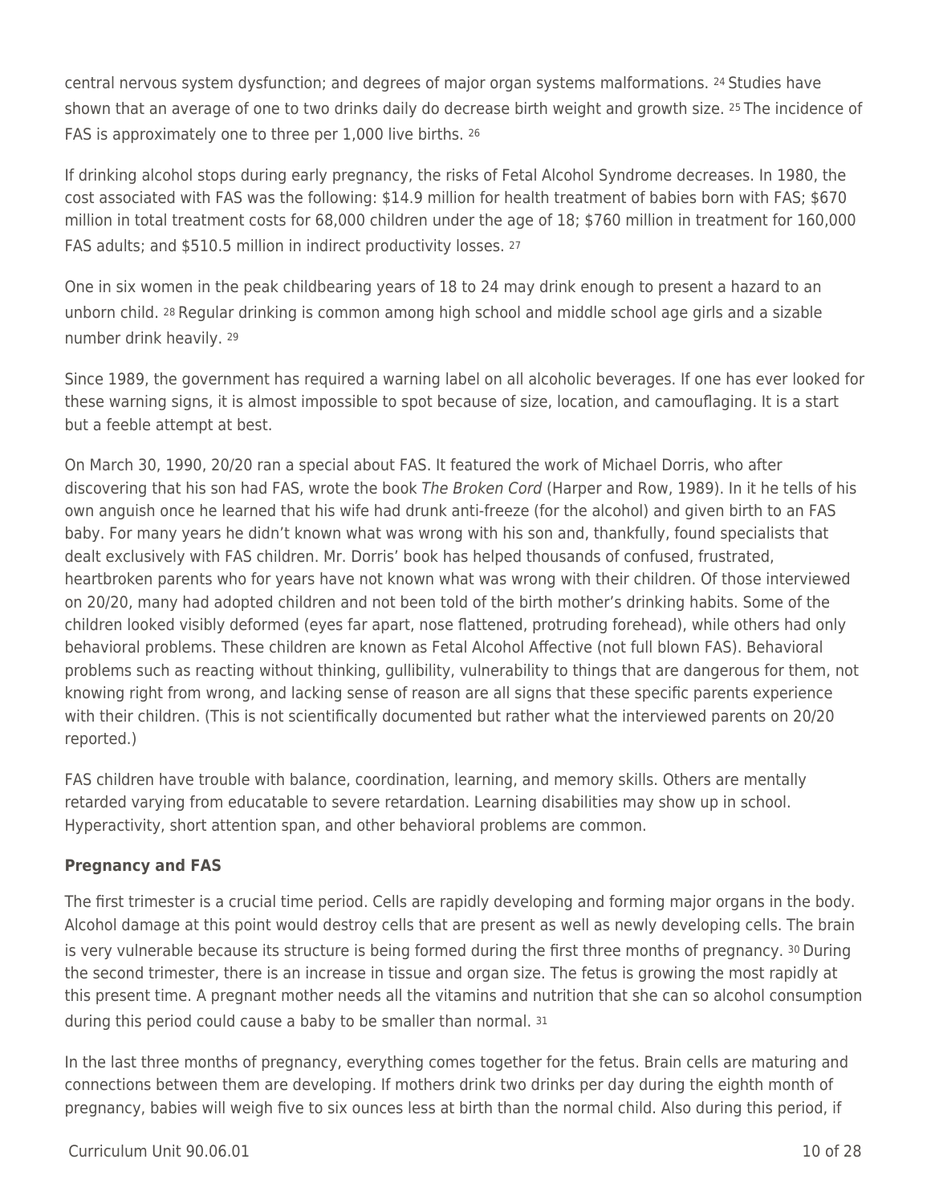central nervous system dysfunction; and degrees of major organ systems malformations. [24] Studies have shown that an average of one to two drinks daily do decrease birth weight and growth size. [25] The incidence of FAS is approximately one to three per 1,000 live births. [26]

If drinking alcohol stops during early pregnancy, the risks of Fetal Alcohol Syndrome decreases. In 1980, the cost associated with FAS was the following: $14.9 million for health treatment of babies born with FAS; $670 million in total treatment costs for 68,000 children under the age of 18; $760 million in treatment for 160,000 FAS adults; and $510.5 million in indirect productivity losses. [27]

One in six women in the peak childbearing years of 18 to 24 may drink enough to present a hazard to an unborn child. [28] Regular drinking is common among high school and middle school age girls and a sizable number drink heavily. [29]

Since 1989, the government has required a warning label on all alcoholic beverages. If one has ever looked for these warning signs, it is almost impossible to spot because of size, location, and camouflaging. It is a start but a feeble attempt at best.

On March 30, 1990, 20/20 ran a special about FAS. It featured the work of Michael Dorris, who after discovering that his son had FAS, wrote the book *The Broken Cord* (Harper and Row, 1989). In it he tells of his own anguish once he learned that his wife had drunk anti-freeze (for the alcohol) and given birth to an FAS baby. For many years he didn't known what was wrong with his son and, thankfully, found specialists that dealt exclusively with FAS children. Mr. Dorris' book has helped thousands of confused, frustrated, heartbroken parents who for years have not known what was wrong with their children. Of those interviewed on 20/20, many had adopted children and not been told of the birth mother's drinking habits. Some of the children looked visibly deformed (eyes far apart, nose flattened, protruding forehead), while others had only behavioral problems. These children are known as Fetal Alcohol Affective (not full blown FAS). Behavioral problems such as reacting without thinking, gullibility, vulnerability to things that are dangerous for them, not knowing right from wrong, and lacking sense of reason are all signs that these specific parents experience with their children. (This is not scientifically documented but rather what the interviewed parents on 20/20 reported.)

FAS children have trouble with balance, coordination, learning, and memory skills. Others are mentally retarded varying from educatable to severe retardation. Learning disabilities may show up in school. Hyperactivity, short attention span, and other behavioral problems are common.

**Pregnancy and FAS**

The first trimester is a crucial time period. Cells are rapidly developing and forming major organs in the body. Alcohol damage at this point would destroy cells that are present as well as newly developing cells. The brain is very vulnerable because its structure is being formed during the first three months of pregnancy. [30] During the second trimester, there is an increase in tissue and organ size. The fetus is growing the most rapidly at this present time. A pregnant mother needs all the vitamins and nutrition that she can so alcohol consumption during this period could cause a baby to be smaller than normal. [31]

In the last three months of pregnancy, everything comes together for the fetus. Brain cells are maturing and connections between them are developing. If mothers drink two drinks per day during the eighth month of pregnancy, babies will weigh five to six ounces less at birth than the normal child. Also during this period, if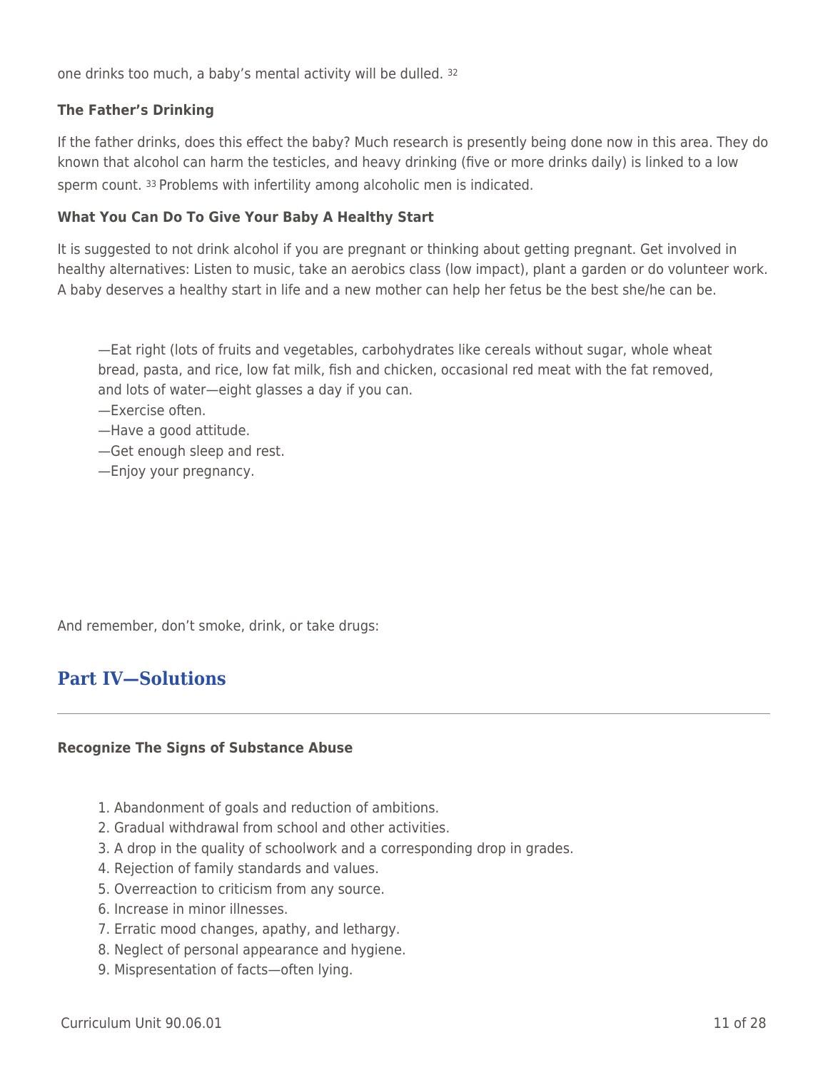one drinks too much, a baby's mental activity will be dulled. [32]

**The Father's Drinking**

If the father drinks, does this effect the baby? Much research is presently being done now in this area. They do known that alcohol can harm the testicles, and heavy drinking (five or more drinks daily) is linked to a low sperm count. [33] Problems with infertility among alcoholic men is indicated.

**What You Can Do To Give Your Baby A Healthy Start**

It is suggested to not drink alcohol if you are pregnant or thinking about getting pregnant. Get involved in healthy alternatives: Listen to music, take an aerobics class (low impact), plant a garden or do volunteer work. A baby deserves a healthy start in life and a new mother can help her fetus be the best she/he can be.

—Eat right (lots of fruits and vegetables, carbohydrates like cereals without sugar, whole wheat bread, pasta, and rice, low fat milk, fish and chicken, occasional red meat with the fat removed, and lots of water—eight glasses a day if you can.
—Exercise often.
—Have a good attitude.
—Get enough sleep and rest.
—Enjoy your pregnancy.

And remember, don't smoke, drink, or take drugs:

## Part IV—Solutions

---

**Recognize The Signs of Substance Abuse**

1. Abandonment of goals and reduction of ambitions.
2. Gradual withdrawal from school and other activities.
3. A drop in the quality of schoolwork and a corresponding drop in grades.
4. Rejection of family standards and values.
5. Overreaction to criticism from any source.
6. Increase in minor illnesses.
7. Erratic mood changes, apathy, and lethargy.
8. Neglect of personal appearance and hygiene.
9. Mispresentation of facts—often lying.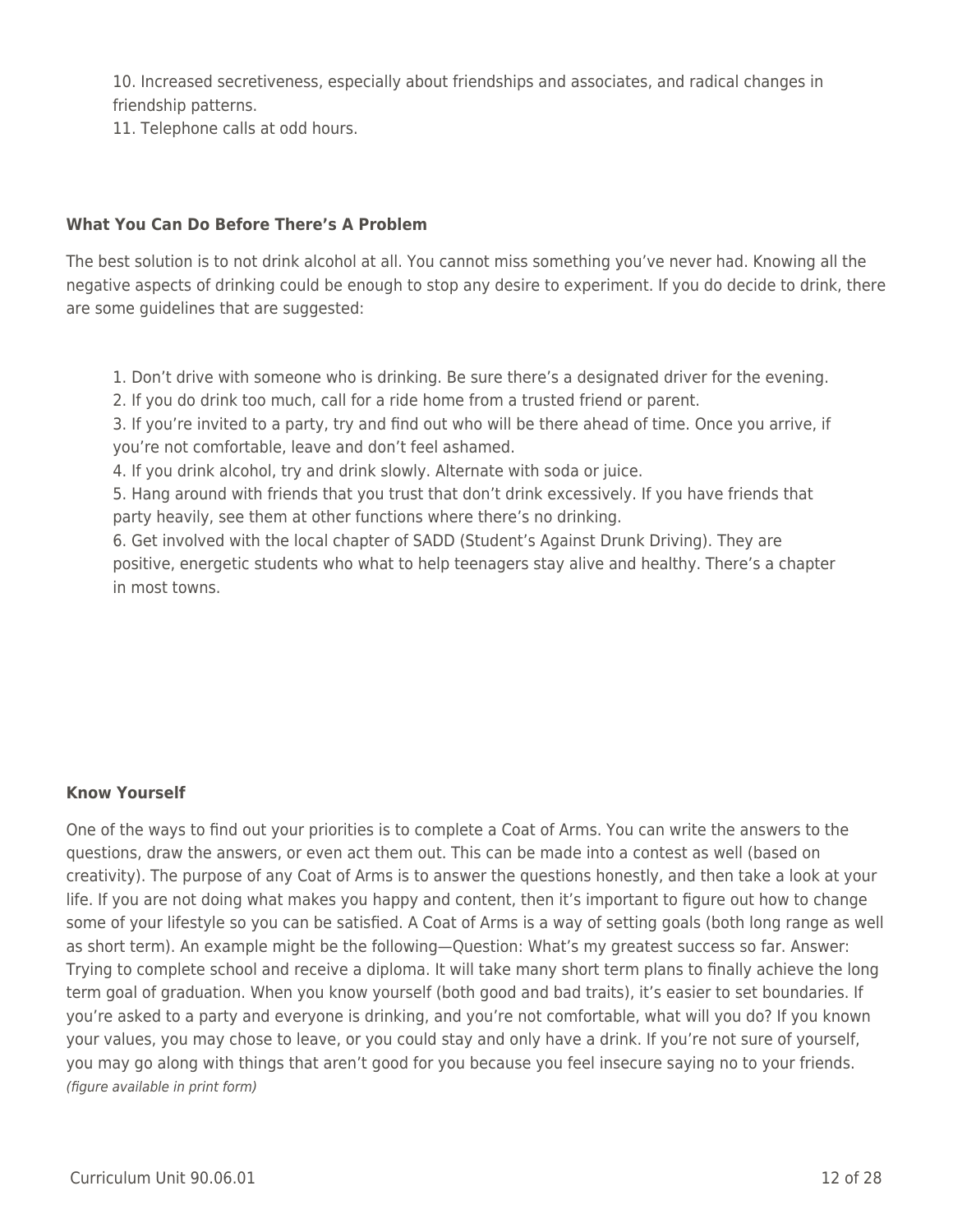10. Increased secretiveness, especially about friendships and associates, and radical changes in friendship patterns.
11. Telephone calls at odd hours.

**What You Can Do Before There's A Problem**

The best solution is to not drink alcohol at all. You cannot miss something you've never had. Knowing all the negative aspects of drinking could be enough to stop any desire to experiment. If you do decide to drink, there are some guidelines that are suggested:

1. Don't drive with someone who is drinking. Be sure there's a designated driver for the evening.
2. If you do drink too much, call for a ride home from a trusted friend or parent.
3. If you're invited to a party, try and find out who will be there ahead of time. Once you arrive, if you're not comfortable, leave and don't feel ashamed.
4. If you drink alcohol, try and drink slowly. Alternate with soda or juice.
5. Hang around with friends that you trust that don't drink excessively. If you have friends that party heavily, see them at other functions where there's no drinking.
6. Get involved with the local chapter of SADD (Student's Against Drunk Driving). They are positive, energetic students who what to help teenagers stay alive and healthy. There's a chapter in most towns.

**Know Yourself**

One of the ways to find out your priorities is to complete a Coat of Arms. You can write the answers to the questions, draw the answers, or even act them out. This can be made into a contest as well (based on creativity). The purpose of any Coat of Arms is to answer the questions honestly, and then take a look at your life. If you are not doing what makes you happy and content, then it's important to figure out how to change some of your lifestyle so you can be satisfied. A Coat of Arms is a way of setting goals (both long range as well as short term). An example might be the following—Question: What's my greatest success so far. Answer: Trying to complete school and receive a diploma. It will take many short term plans to finally achieve the long term goal of graduation. When you know yourself (both good and bad traits), it's easier to set boundaries. If you're asked to a party and everyone is drinking, and you're not comfortable, what will you do? If you known your values, you may chose to leave, or you could stay and only have a drink. If you're not sure of yourself, you may go along with things that aren't good for you because you feel insecure saying no to your friends.
*(figure available in print form)*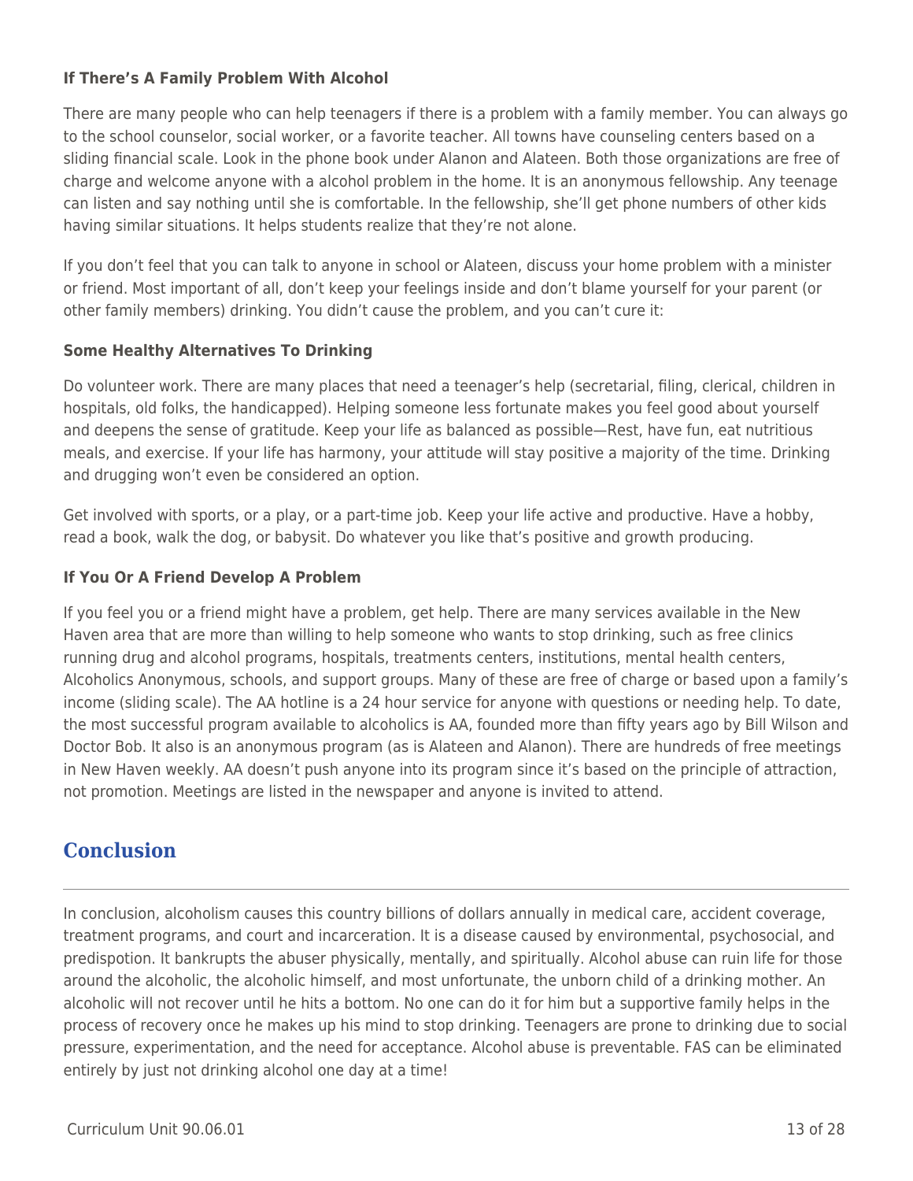### If There's A Family Problem With Alcohol

There are many people who can help teenagers if there is a problem with a family member. You can always go to the school counselor, social worker, or a favorite teacher. All towns have counseling centers based on a sliding financial scale. Look in the phone book under Alanon and Alateen. Both those organizations are free of charge and welcome anyone with a alcohol problem in the home. It is an anonymous fellowship. Any teenage can listen and say nothing until she is comfortable. In the fellowship, she'll get phone numbers of other kids having similar situations. It helps students realize that they're not alone.

If you don't feel that you can talk to anyone in school or Alateen, discuss your home problem with a minister or friend. Most important of all, don't keep your feelings inside and don't blame yourself for your parent (or other family members) drinking. You didn't cause the problem, and you can't cure it:

### Some Healthy Alternatives To Drinking

Do volunteer work. There are many places that need a teenager's help (secretarial, filing, clerical, children in hospitals, old folks, the handicapped). Helping someone less fortunate makes you feel good about yourself and deepens the sense of gratitude. Keep your life as balanced as possible—Rest, have fun, eat nutritious meals, and exercise. If your life has harmony, your attitude will stay positive a majority of the time. Drinking and drugging won't even be considered an option.

Get involved with sports, or a play, or a part-time job. Keep your life active and productive. Have a hobby, read a book, walk the dog, or babysit. Do whatever you like that's positive and growth producing.

### If You Or A Friend Develop A Problem

If you feel you or a friend might have a problem, get help. There are many services available in the New Haven area that are more than willing to help someone who wants to stop drinking, such as free clinics running drug and alcohol programs, hospitals, treatments centers, institutions, mental health centers, Alcoholics Anonymous, schools, and support groups. Many of these are free of charge or based upon a family's income (sliding scale). The AA hotline is a 24 hour service for anyone with questions or needing help. To date, the most successful program available to alcoholics is AA, founded more than fifty years ago by Bill Wilson and Doctor Bob. It also is an anonymous program (as is Alateen and Alanon). There are hundreds of free meetings in New Haven weekly. AA doesn't push anyone into its program since it's based on the principle of attraction, not promotion. Meetings are listed in the newspaper and anyone is invited to attend.

## Conclusion

In conclusion, alcoholism causes this country billions of dollars annually in medical care, accident coverage, treatment programs, and court and incarceration. It is a disease caused by environmental, psychosocial, and predispotion. It bankrupts the abuser physically, mentally, and spiritually. Alcohol abuse can ruin life for those around the alcoholic, the alcoholic himself, and most unfortunate, the unborn child of a drinking mother. An alcoholic will not recover until he hits a bottom. No one can do it for him but a supportive family helps in the process of recovery once he makes up his mind to stop drinking. Teenagers are prone to drinking due to social pressure, experimentation, and the need for acceptance. Alcohol abuse is preventable. FAS can be eliminated entirely by just not drinking alcohol one day at a time!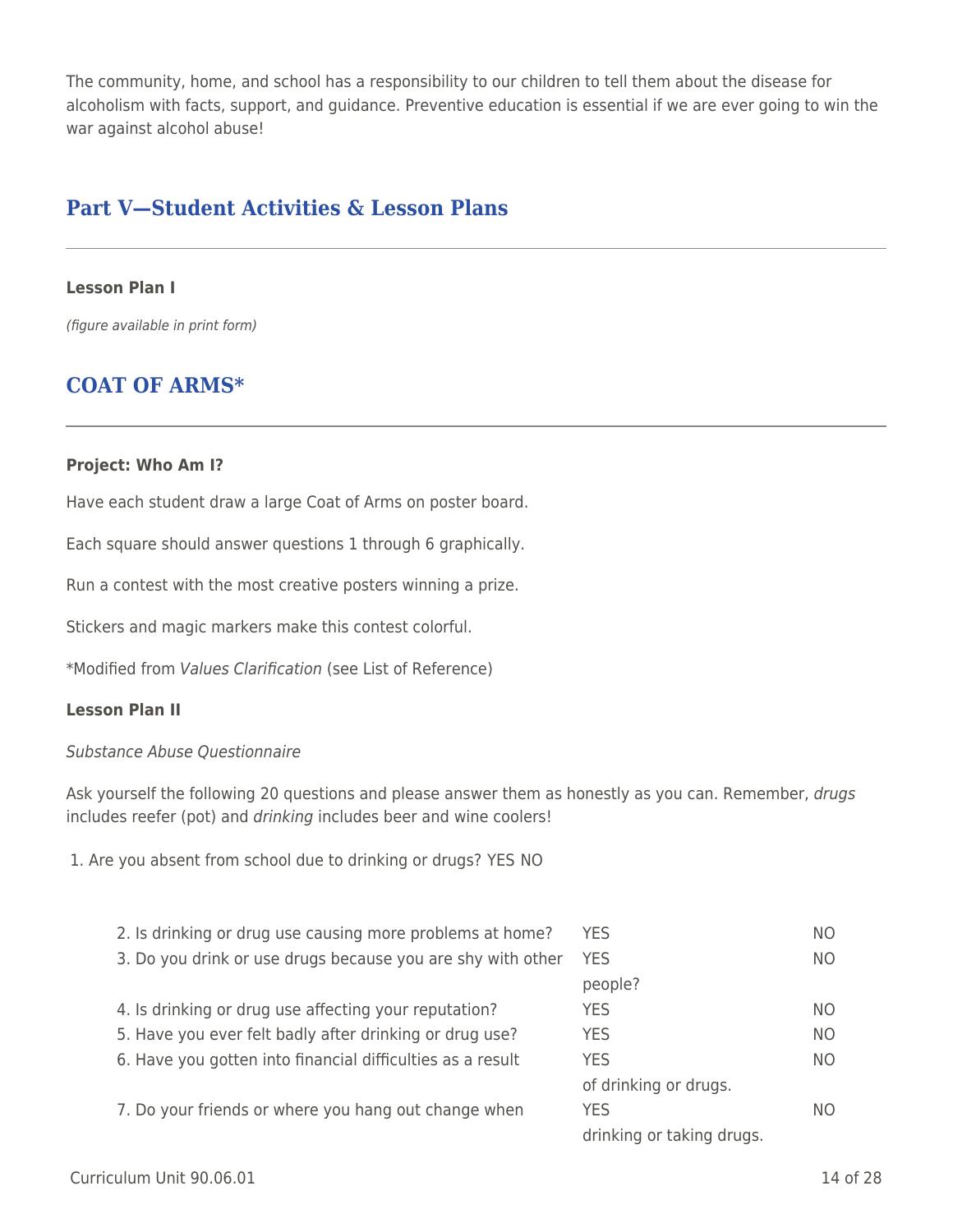The community, home, and school has a responsibility to our children to tell them about the disease for alcoholism with facts, support, and guidance. Preventive education is essential if we are ever going to win the war against alcohol abuse!

## Part V—Student Activities & Lesson Plans

**Lesson Plan I**

*(figure available in print form)*

## COAT OF ARMS*

**Project: Who Am I?**

Have each student draw a large Coat of Arms on poster board.

Each square should answer questions 1 through 6 graphically.

Run a contest with the most creative posters winning a prize.

Stickers and magic markers make this contest colorful.

*Modified from *Values Clarification* (see List of Reference)

**Lesson Plan II**

*Substance Abuse Questionnaire*

Ask yourself the following 20 questions and please answer them as honestly as you can. Remember, *drugs* includes reefer (pot) and *drinking* includes beer and wine coolers!

1. Are you absent from school due to drinking or drugs? YES NO

| | | |
|---|---|---|
| 2. Is drinking or drug use causing more problems at home? | YES | NO |
| 3. Do you drink or use drugs because you are shy with other people? | YES | NO |
| 4. Is drinking or drug use affecting your reputation? | YES | NO |
| 5. Have you ever felt badly after drinking or drug use? | YES | NO |
| 6. Have you gotten into financial difficulties as a result of drinking or drugs. | YES | NO |
| 7. Do your friends or where you hang out change when drinking or taking drugs. | YES | NO |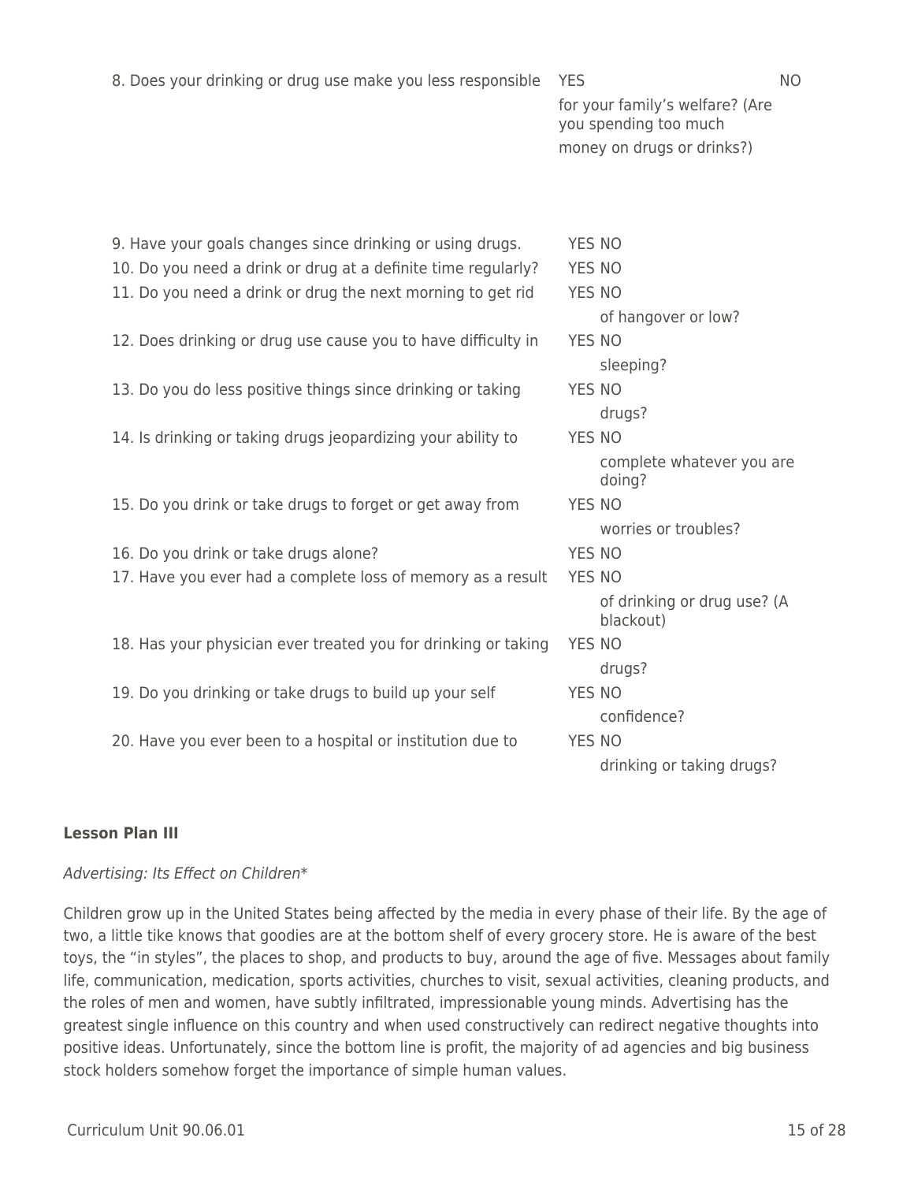8. Does your drinking or drug use make you less responsible for your family's welfare? (Are you spending too much money on drugs or drinks?) YES NO

9. Have your goals changes since drinking or using drugs. YES NO

10. Do you need a drink or drug at a definite time regularly? YES NO

11. Do you need a drink or drug the next morning to get rid of hangover or low? YES NO

12. Does drinking or drug use cause you to have difficulty in sleeping? YES NO

13. Do you do less positive things since drinking or taking drugs? YES NO

14. Is drinking or taking drugs jeopardizing your ability to complete whatever you are doing? YES NO

15. Do you drink or take drugs to forget or get away from worries or troubles? YES NO

16. Do you drink or take drugs alone? YES NO

17. Have you ever had a complete loss of memory as a result of drinking or drug use? (A blackout) YES NO

18. Has your physician ever treated you for drinking or taking drugs? YES NO

19. Do you drinking or take drugs to build up your self confidence? YES NO

20. Have you ever been to a hospital or institution due to drinking or taking drugs? YES NO

**Lesson Plan III**

*Advertising: Its Effect on Children**

Children grow up in the United States being affected by the media in every phase of their life. By the age of two, a little tike knows that goodies are at the bottom shelf of every grocery store. He is aware of the best toys, the "in styles", the places to shop, and products to buy, around the age of five. Messages about family life, communication, medication, sports activities, churches to visit, sexual activities, cleaning products, and the roles of men and women, have subtly infiltrated, impressionable young minds. Advertising has the greatest single influence on this country and when used constructively can redirect negative thoughts into positive ideas. Unfortunately, since the bottom line is profit, the majority of ad agencies and big business stock holders somehow forget the importance of simple human values.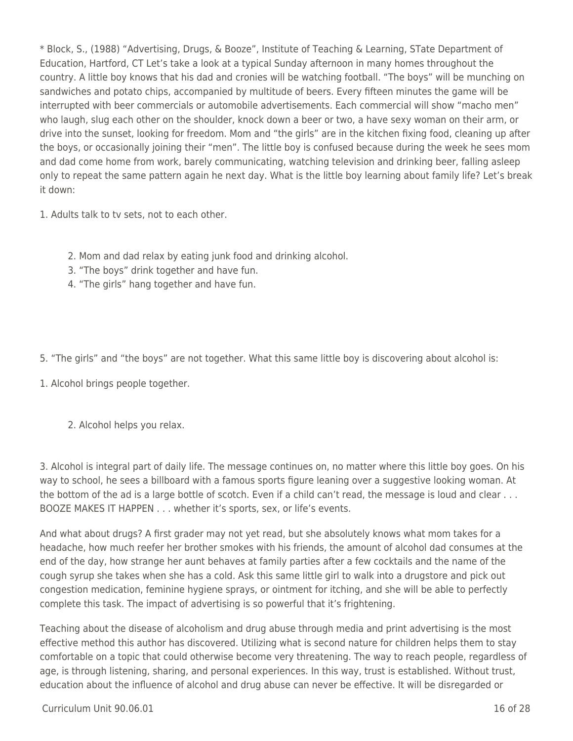* Block, S., (1988) "Advertising, Drugs, & Booze", Institute of Teaching & Learning, STate Department of Education, Hartford, CT Let's take a look at a typical Sunday afternoon in many homes throughout the country. A little boy knows that his dad and cronies will be watching football. "The boys" will be munching on sandwiches and potato chips, accompanied by multitude of beers. Every fifteen minutes the game will be interrupted with beer commercials or automobile advertisements. Each commercial will show "macho men" who laugh, slug each other on the shoulder, knock down a beer or two, a have sexy woman on their arm, or drive into the sunset, looking for freedom. Mom and "the girls" are in the kitchen fixing food, cleaning up after the boys, or occasionally joining their "men". The little boy is confused because during the week he sees mom and dad come home from work, barely communicating, watching television and drinking beer, falling asleep only to repeat the same pattern again he next day. What is the little boy learning about family life? Let's break it down:

1. Adults talk to tv sets, not to each other.

2. Mom and dad relax by eating junk food and drinking alcohol.
3. "The boys" drink together and have fun.
4. "The girls" hang together and have fun.

5. "The girls" and "the boys" are not together. What this same little boy is discovering about alcohol is:

1. Alcohol brings people together.

2. Alcohol helps you relax.

3. Alcohol is integral part of daily life. The message continues on, no matter where this little boy goes. On his way to school, he sees a billboard with a famous sports figure leaning over a suggestive looking woman. At the bottom of the ad is a large bottle of scotch. Even if a child can't read, the message is loud and clear . . . BOOZE MAKES IT HAPPEN . . . whether it's sports, sex, or life's events.

And what about drugs? A first grader may not yet read, but she absolutely knows what mom takes for a headache, how much reefer her brother smokes with his friends, the amount of alcohol dad consumes at the end of the day, how strange her aunt behaves at family parties after a few cocktails and the name of the cough syrup she takes when she has a cold. Ask this same little girl to walk into a drugstore and pick out congestion medication, feminine hygiene sprays, or ointment for itching, and she will be able to perfectly complete this task. The impact of advertising is so powerful that it's frightening.

Teaching about the disease of alcoholism and drug abuse through media and print advertising is the most effective method this author has discovered. Utilizing what is second nature for children helps them to stay comfortable on a topic that could otherwise become very threatening. The way to reach people, regardless of age, is through listening, sharing, and personal experiences. In this way, trust is established. Without trust, education about the influence of alcohol and drug abuse can never be effective. It will be disregarded or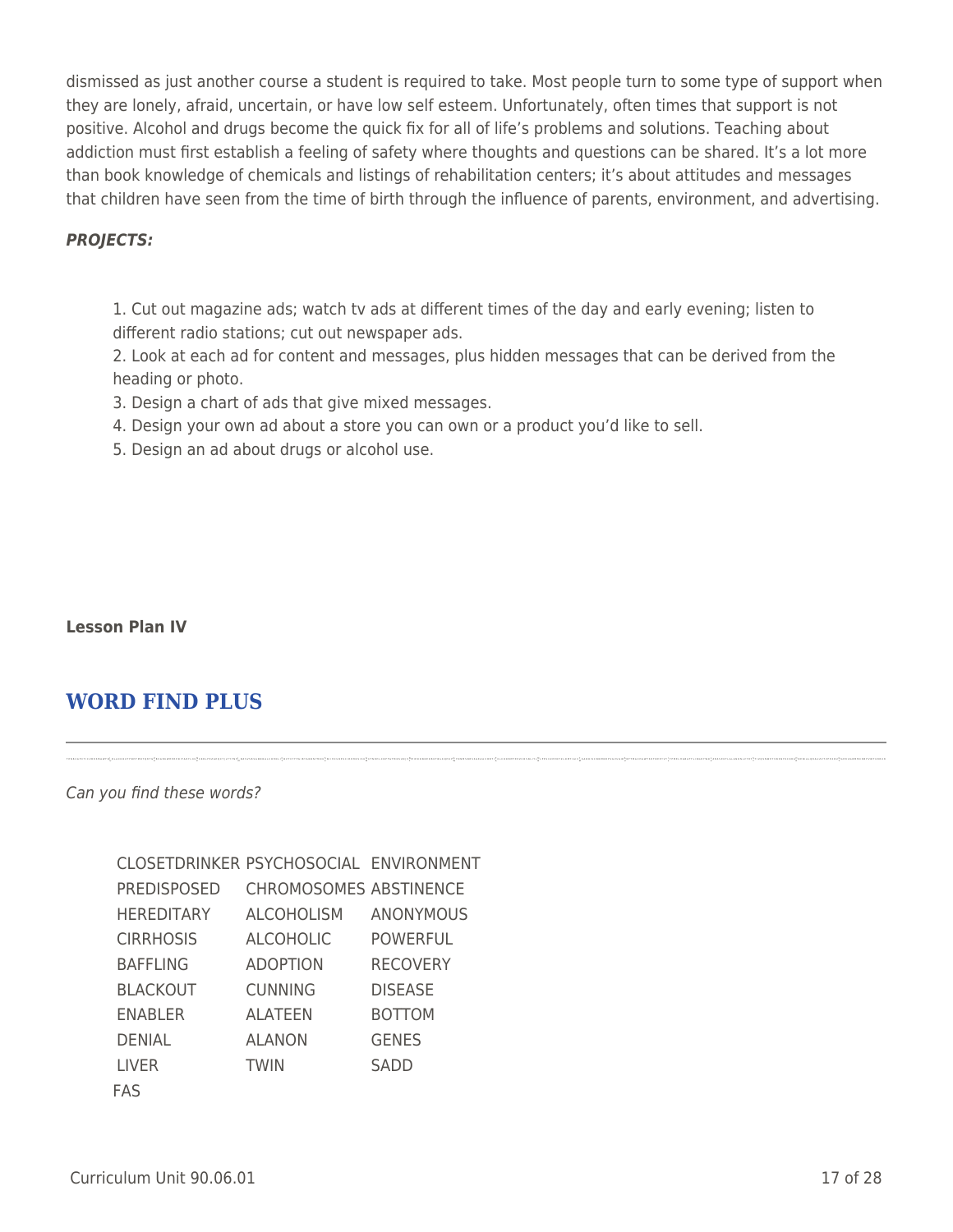dismissed as just another course a student is required to take. Most people turn to some type of support when they are lonely, afraid, uncertain, or have low self esteem. Unfortunately, often times that support is not positive. Alcohol and drugs become the quick fix for all of life's problems and solutions. Teaching about addiction must first establish a feeling of safety where thoughts and questions can be shared. It's a lot more than book knowledge of chemicals and listings of rehabilitation centers; it's about attitudes and messages that children have seen from the time of birth through the influence of parents, environment, and advertising.

***PROJECTS:***

1. Cut out magazine ads; watch tv ads at different times of the day and early evening; listen to different radio stations; cut out newspaper ads.
2. Look at each ad for content and messages, plus hidden messages that can be derived from the heading or photo.
3. Design a chart of ads that give mixed messages.
4. Design your own ad about a store you can own or a product you'd like to sell.
5. Design an ad about drugs or alcohol use.

**Lesson Plan IV**

## WORD FIND PLUS

*Can you find these words?*

| | | |
|---|---|---|
| CLOSETDRINKER | PSYCHOSOCIAL | ENVIRONMENT |
| PREDISPOSED | CHROMOSOMES | ABSTINENCE |
| HEREDITARY | ALCOHOLISM | ANONYMOUS |
| CIRRHOSIS | ALCOHOLIC | POWERFUL |
| BAFFLING | ADOPTION | RECOVERY |
| BLACKOUT | CUNNING | DISEASE |
| ENABLER | ALATEEN | BOTTOM |
| DENIAL | ALANON | GENES |
| LIVER | TWIN | SADD |
| FAS | | |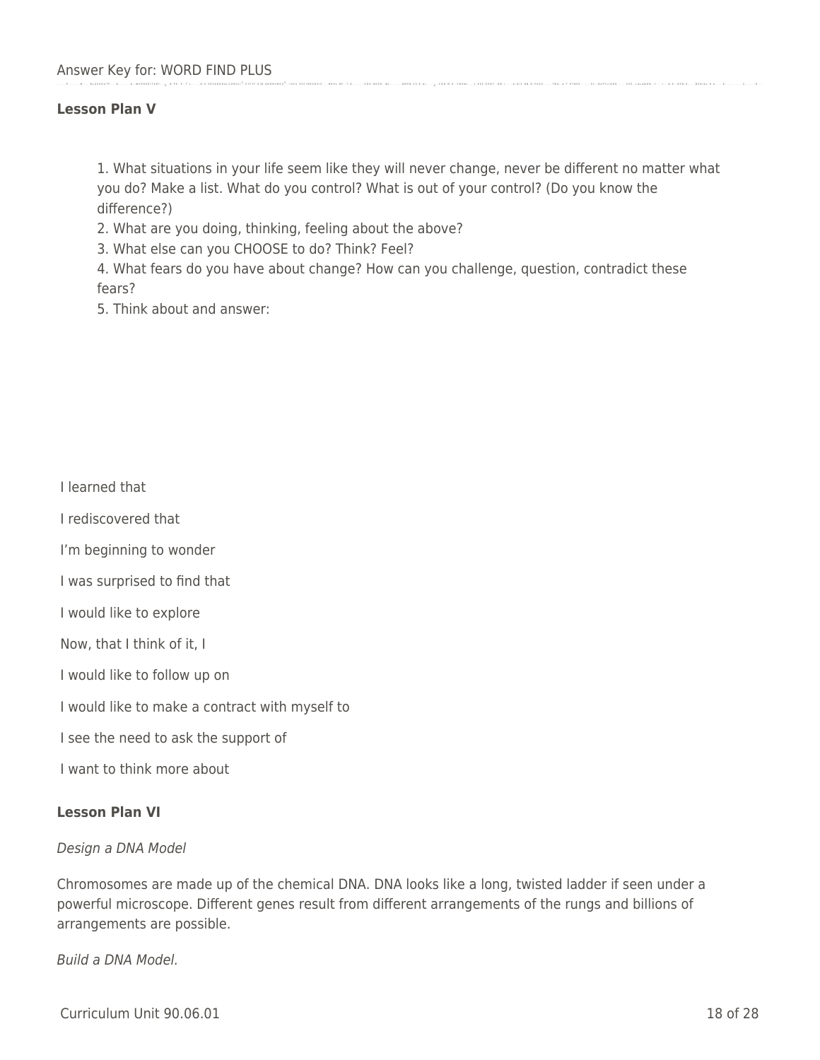Answer Key for: WORD FIND PLUS

**Lesson Plan V**

1. What situations in your life seem like they will never change, never be different no matter what you do? Make a list. What do you control? What is out of your control? (Do you know the difference?)
2. What are you doing, thinking, feeling about the above?
3. What else can you CHOOSE to do? Think? Feel?
4. What fears do you have about change? How can you challenge, question, contradict these fears?
5. Think about and answer:

I learned that

I rediscovered that

I'm beginning to wonder

I was surprised to find that

I would like to explore

Now, that I think of it, I

I would like to follow up on

I would like to make a contract with myself to

I see the need to ask the support of

I want to think more about

**Lesson Plan VI**

*Design a DNA Model*

Chromosomes are made up of the chemical DNA. DNA looks like a long, twisted ladder if seen under a powerful microscope. Different genes result from different arrangements of the rungs and billions of arrangements are possible.

*Build a DNA Model.*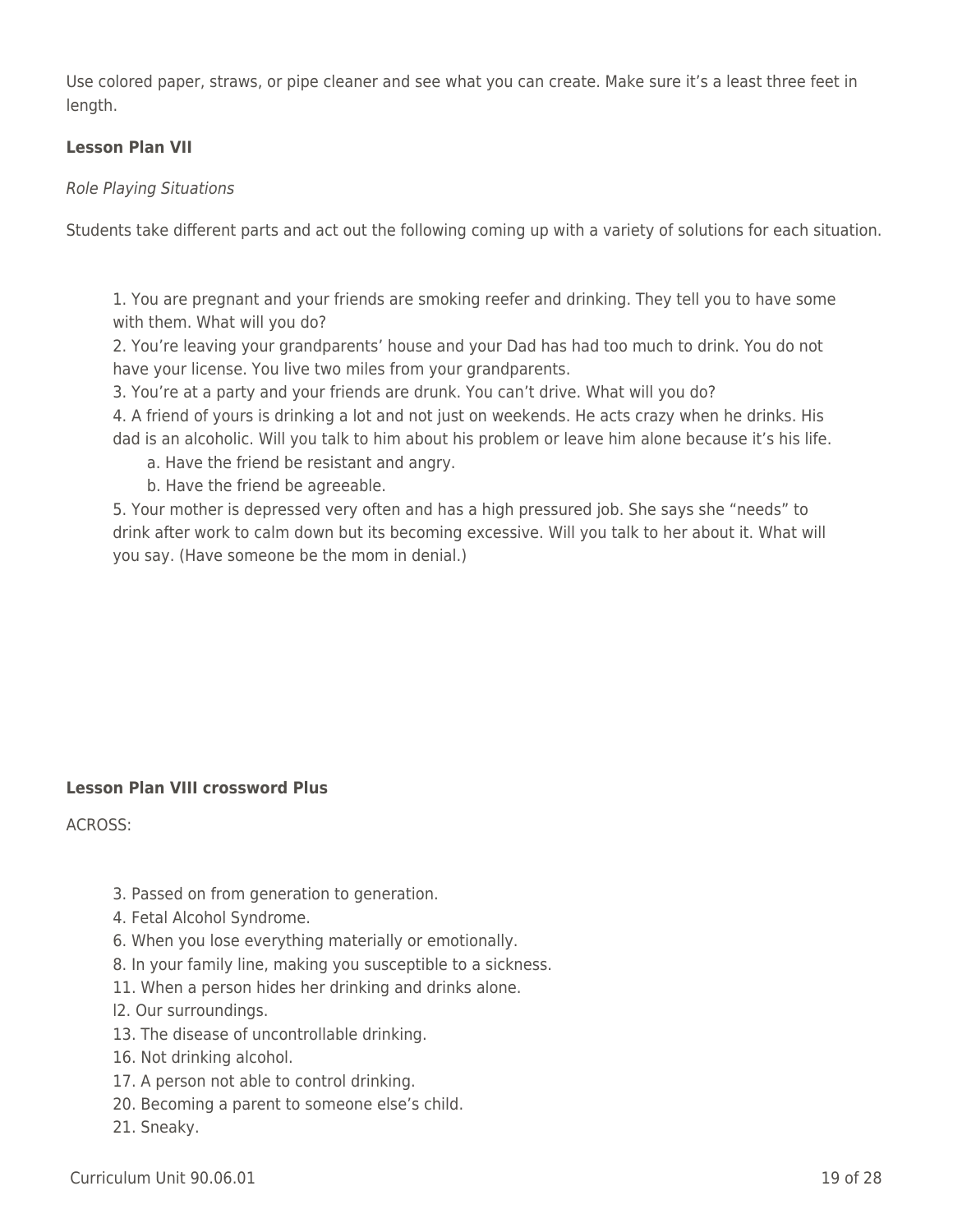Use colored paper, straws, or pipe cleaner and see what you can create. Make sure it's a least three feet in length.

**Lesson Plan VII**

*Role Playing Situations*

Students take different parts and act out the following coming up with a variety of solutions for each situation.

1. You are pregnant and your friends are smoking reefer and drinking. They tell you to have some with them. What will you do?
2. You're leaving your grandparents' house and your Dad has had too much to drink. You do not have your license. You live two miles from your grandparents.
3. You're at a party and your friends are drunk. You can't drive. What will you do?
4. A friend of yours is drinking a lot and not just on weekends. He acts crazy when he drinks. His dad is an alcoholic. Will you talk to him about his problem or leave him alone because it's his life.
    a. Have the friend be resistant and angry.
    b. Have the friend be agreeable.
5. Your mother is depressed very often and has a high pressured job. She says she "needs" to drink after work to calm down but its becoming excessive. Will you talk to her about it. What will you say. (Have someone be the mom in denial.)

**Lesson Plan VIII crossword Plus**

ACROSS:

3. Passed on from generation to generation.
4. Fetal Alcohol Syndrome.
6. When you lose everything materially or emotionally.
8. In your family line, making you susceptible to a sickness.
11. When a person hides her drinking and drinks alone.
l2. Our surroundings.
13. The disease of uncontrollable drinking.
16. Not drinking alcohol.
17. A person not able to control drinking.
20. Becoming a parent to someone else's child.
21. Sneaky.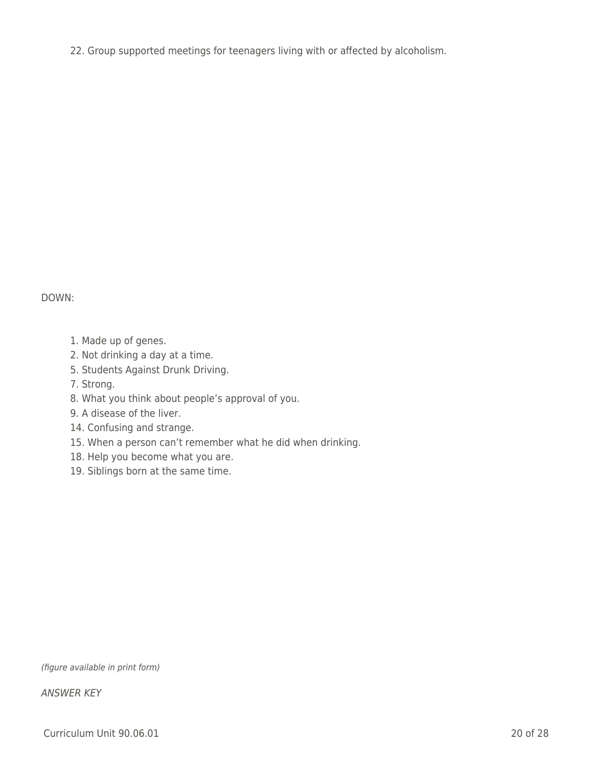22. Group supported meetings for teenagers living with or affected by alcoholism.

DOWN:

1. Made up of genes.
2. Not drinking a day at a time.
5. Students Against Drunk Driving.
7. Strong.
8. What you think about people's approval of you.
9. A disease of the liver.
14. Confusing and strange.
15. When a person can't remember what he did when drinking.
18. Help you become what you are.
19. Siblings born at the same time.

*(figure available in print form)*

*ANSWER KEY*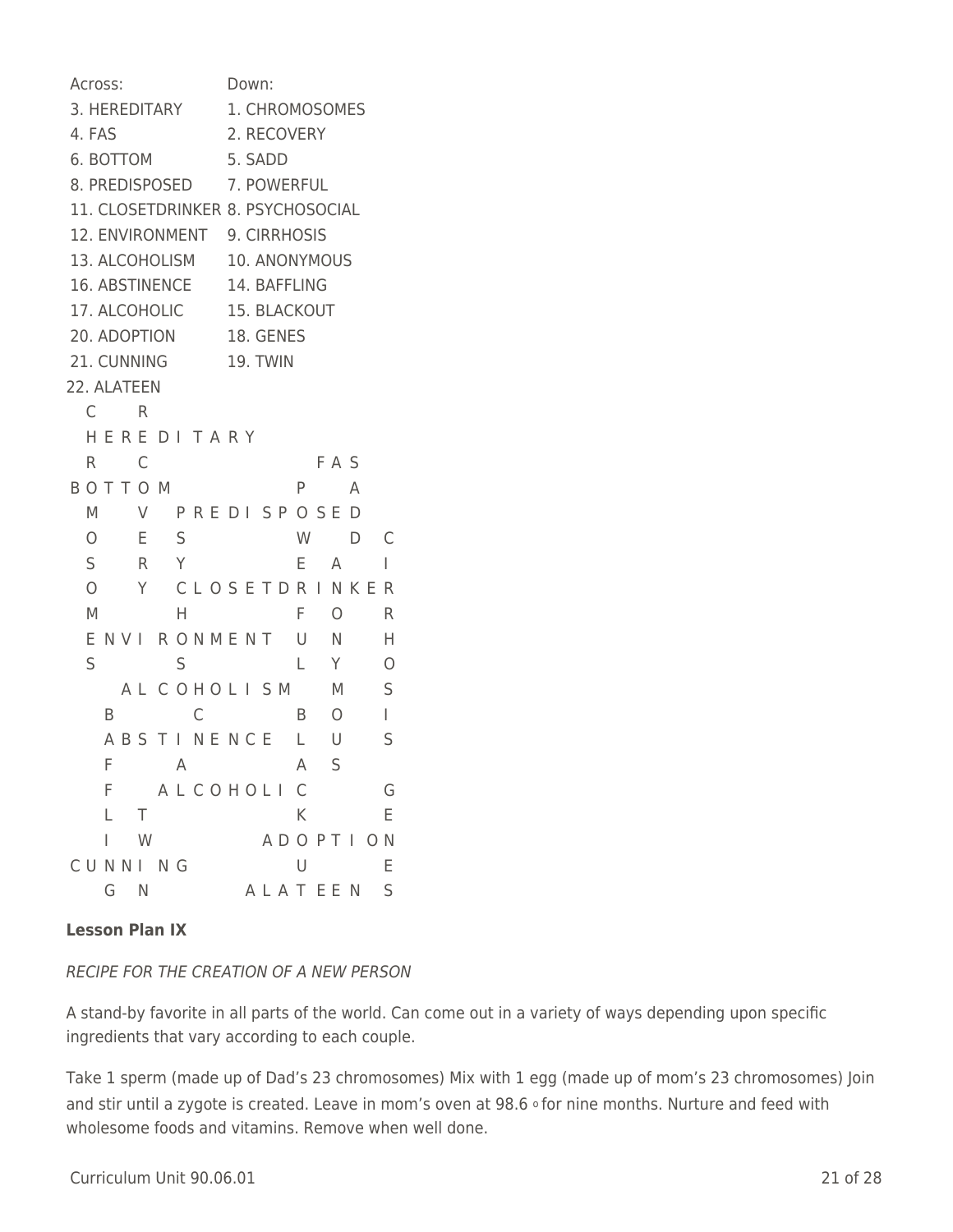| Across: | Down: |
|---|---|
| 3. HEREDITARY | 1. CHROMOSOMES |
| 4. FAS | 2. RECOVERY |
| 6. BOTTOM | 5. SADD |
| 8. PREDISPOSED | 7. POWERFUL |
| 11. CLOSETDRINKER | 8. PSYCHOSOCIAL |
| 12. ENVIRONMENT | 9. CIRRHOSIS |
| 13. ALCOHOLISM | 10. ANONYMOUS |
| 16. ABSTINENCE | 14. BAFFLING |
| 17. ALCOHOLIC | 15. BLACKOUT |
| 20. ADOPTION | 18. GENES |
| 21. CUNNING | 19. TWIN |
| 22. ALATEEN | |

```
   C       R
   H E R E D I T A R Y
   R       C                       F A S
 B O T T O M                 P       A
   M       V   P R E D I S P O S E D
   O       E   S             W       D   C
   S       R   Y             E   A       I
   O       Y   C L O S E T D R I N K E R
   M           H             F   O       R
   E N V I R O N M E N T     U   N       H
   S           S             L   Y       O
       A L C O H O L I S M       M       S
     B         C             B   O       I
     A B S T I N E N C E     L   U       S
     F         A             A   S
     F     A L C O H O L I C             G
     L   T                   K           E
     I   W               A D O P T I O N
 C U N N I N G               U           E
     G   N             A L A T E E N     S
```

**Lesson Plan IX**

*RECIPE FOR THE CREATION OF A NEW PERSON*

A stand-by favorite in all parts of the world. Can come out in a variety of ways depending upon specific ingredients that vary according to each couple.

Take 1 sperm (made up of Dad's 23 chromosomes) Mix with 1 egg (made up of mom's 23 chromosomes) Join and stir until a zygote is created. Leave in mom's oven at 98.6 ∘ for nine months. Nurture and feed with wholesome foods and vitamins. Remove when well done.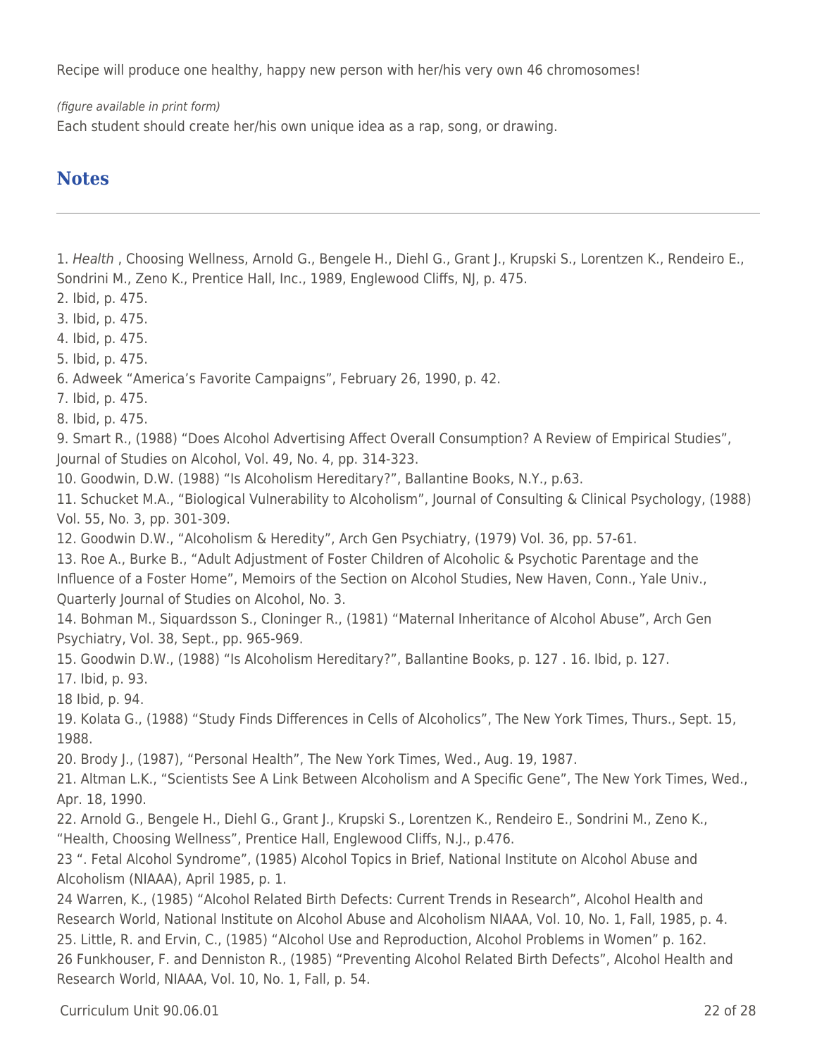Recipe will produce one healthy, happy new person with her/his very own 46 chromosomes!

*(figure available in print form)*

Each student should create her/his own unique idea as a rap, song, or drawing.

## Notes

1. *Health* , Choosing Wellness, Arnold G., Bengele H., Diehl G., Grant J., Krupski S., Lorentzen K., Rendeiro E., Sondrini M., Zeno K., Prentice Hall, Inc., 1989, Englewood Cliffs, NJ, p. 475.
2. Ibid, p. 475.
3. Ibid, p. 475.
4. Ibid, p. 475.
5. Ibid, p. 475.
6. Adweek "America's Favorite Campaigns", February 26, 1990, p. 42.
7. Ibid, p. 475.
8. Ibid, p. 475.
9. Smart R., (1988) "Does Alcohol Advertising Affect Overall Consumption? A Review of Empirical Studies", Journal of Studies on Alcohol, Vol. 49, No. 4, pp. 314-323.
10. Goodwin, D.W. (1988) "Is Alcoholism Hereditary?", Ballantine Books, N.Y., p.63.
11. Schucket M.A., "Biological Vulnerability to Alcoholism", Journal of Consulting & Clinical Psychology, (1988) Vol. 55, No. 3, pp. 301-309.
12. Goodwin D.W., "Alcoholism & Heredity", Arch Gen Psychiatry, (1979) Vol. 36, pp. 57-61.
13. Roe A., Burke B., "Adult Adjustment of Foster Children of Alcoholic & Psychotic Parentage and the Influence of a Foster Home", Memoirs of the Section on Alcohol Studies, New Haven, Conn., Yale Univ., Quarterly Journal of Studies on Alcohol, No. 3.
14. Bohman M., Siquardsson S., Cloninger R., (1981) "Maternal Inheritance of Alcohol Abuse", Arch Gen Psychiatry, Vol. 38, Sept., pp. 965-969.
15. Goodwin D.W., (1988) "Is Alcoholism Hereditary?", Ballantine Books, p. 127 . 16. Ibid, p. 127.
17. Ibid, p. 93.
18 Ibid, p. 94.
19. Kolata G., (1988) "Study Finds Differences in Cells of Alcoholics", The New York Times, Thurs., Sept. 15, 1988.
20. Brody J., (1987), "Personal Health", The New York Times, Wed., Aug. 19, 1987.
21. Altman L.K., "Scientists See A Link Between Alcoholism and A Specific Gene", The New York Times, Wed., Apr. 18, 1990.
22. Arnold G., Bengele H., Diehl G., Grant J., Krupski S., Lorentzen K., Rendeiro E., Sondrini M., Zeno K., "Health, Choosing Wellness", Prentice Hall, Englewood Cliffs, N.J., p.476.
23 ". Fetal Alcohol Syndrome", (1985) Alcohol Topics in Brief, National Institute on Alcohol Abuse and Alcoholism (NIAAA), April 1985, p. 1.
24 Warren, K., (1985) "Alcohol Related Birth Defects: Current Trends in Research", Alcohol Health and Research World, National Institute on Alcohol Abuse and Alcoholism NIAAA, Vol. 10, No. 1, Fall, 1985, p. 4.
25. Little, R. and Ervin, C., (1985) "Alcohol Use and Reproduction, Alcohol Problems in Women" p. 162.
26 Funkhouser, F. and Denniston R., (1985) "Preventing Alcohol Related Birth Defects", Alcohol Health and Research World, NIAAA, Vol. 10, No. 1, Fall, p. 54.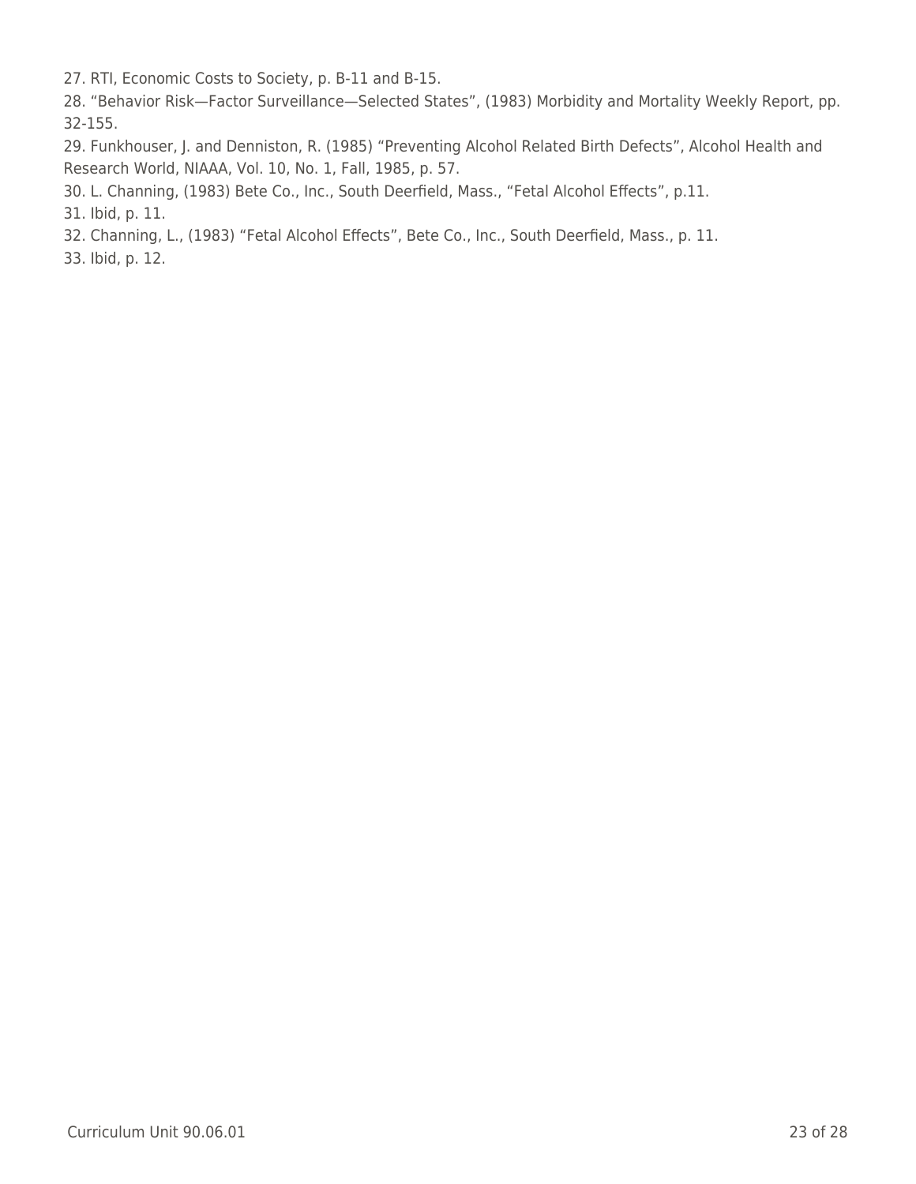27. RTI, Economic Costs to Society, p. B-11 and B-15.

28. "Behavior Risk—Factor Surveillance—Selected States", (1983) Morbidity and Mortality Weekly Report, pp. 32-155.

29. Funkhouser, J. and Denniston, R. (1985) "Preventing Alcohol Related Birth Defects", Alcohol Health and Research World, NIAAA, Vol. 10, No. 1, Fall, 1985, p. 57.

30. L. Channing, (1983) Bete Co., Inc., South Deerfield, Mass., "Fetal Alcohol Effects", p.11.

31. Ibid, p. 11.

32. Channing, L., (1983) "Fetal Alcohol Effects", Bete Co., Inc., South Deerfield, Mass., p. 11.

33. Ibid, p. 12.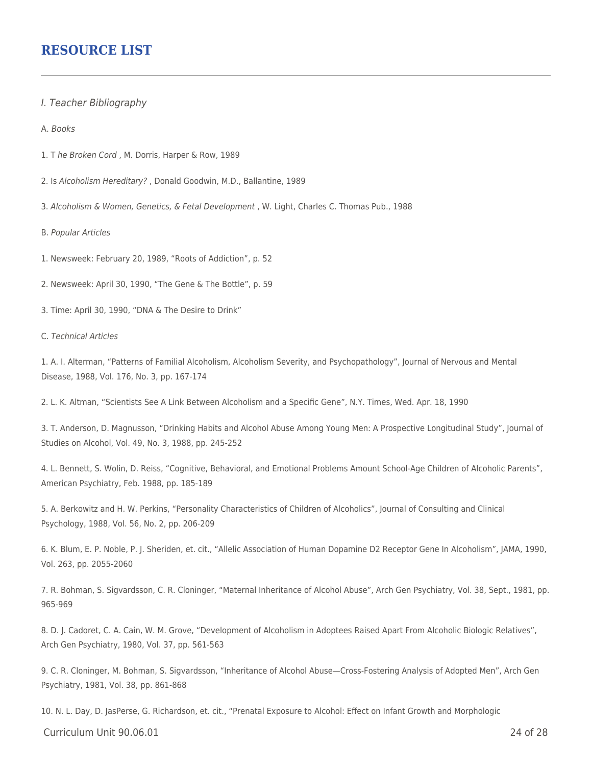## RESOURCE LIST

*I. Teacher Bibliography*

A. *Books*

1. T *he Broken Cord* , M. Dorris, Harper & Row, 1989

2. Is *Alcoholism Hereditary?* , Donald Goodwin, M.D., Ballantine, 1989

3. *Alcoholism & Women, Genetics, & Fetal Development* , W. Light, Charles C. Thomas Pub., 1988

B. *Popular Articles*

1. Newsweek: February 20, 1989, "Roots of Addiction", p. 52

2. Newsweek: April 30, 1990, "The Gene & The Bottle", p. 59

3. Time: April 30, 1990, "DNA & The Desire to Drink"

C. *Technical Articles*

1. A. I. Alterman, "Patterns of Familial Alcoholism, Alcoholism Severity, and Psychopathology", Journal of Nervous and Mental Disease, 1988, Vol. 176, No. 3, pp. 167-174

2. L. K. Altman, "Scientists See A Link Between Alcoholism and a Specific Gene", N.Y. Times, Wed. Apr. 18, 1990

3. T. Anderson, D. Magnusson, "Drinking Habits and Alcohol Abuse Among Young Men: A Prospective Longitudinal Study", Journal of Studies on Alcohol, Vol. 49, No. 3, 1988, pp. 245-252

4. L. Bennett, S. Wolin, D. Reiss, "Cognitive, Behavioral, and Emotional Problems Amount School-Age Children of Alcoholic Parents", American Psychiatry, Feb. 1988, pp. 185-189

5. A. Berkowitz and H. W. Perkins, "Personality Characteristics of Children of Alcoholics", Journal of Consulting and Clinical Psychology, 1988, Vol. 56, No. 2, pp. 206-209

6. K. Blum, E. P. Noble, P. J. Sheriden, et. cit., "Allelic Association of Human Dopamine D2 Receptor Gene In Alcoholism", JAMA, 1990, Vol. 263, pp. 2055-2060

7. R. Bohman, S. Sigvardsson, C. R. Cloninger, "Maternal Inheritance of Alcohol Abuse", Arch Gen Psychiatry, Vol. 38, Sept., 1981, pp. 965-969

8. D. J. Cadoret, C. A. Cain, W. M. Grove, "Development of Alcoholism in Adoptees Raised Apart From Alcoholic Biologic Relatives", Arch Gen Psychiatry, 1980, Vol. 37, pp. 561-563

9. C. R. Cloninger, M. Bohman, S. Sigvardsson, "Inheritance of Alcohol Abuse—Cross-Fostering Analysis of Adopted Men", Arch Gen Psychiatry, 1981, Vol. 38, pp. 861-868

10. N. L. Day, D. JasPerse, G. Richardson, et. cit., "Prenatal Exposure to Alcohol: Effect on Infant Growth and Morphologic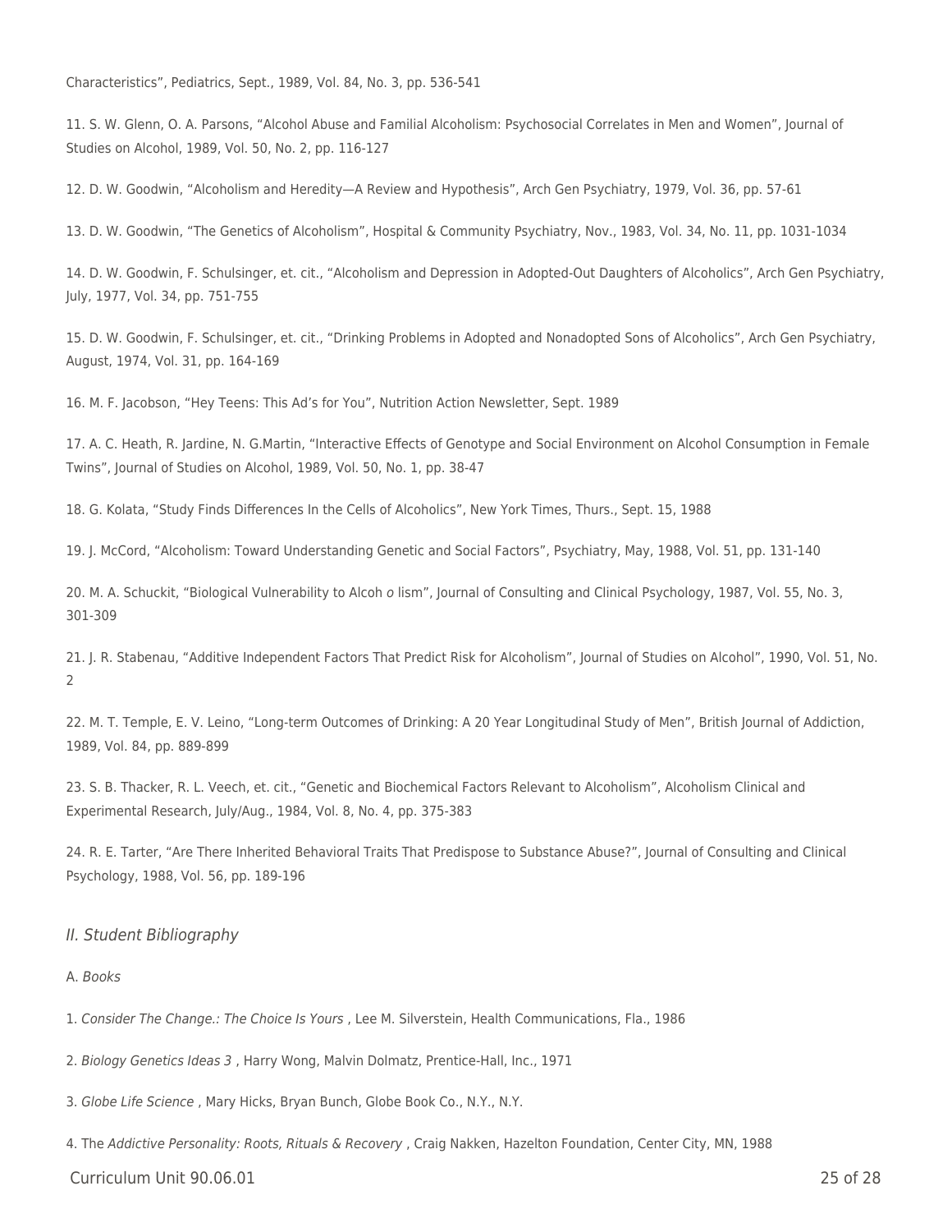Characteristics", Pediatrics, Sept., 1989, Vol. 84, No. 3, pp. 536-541

11. S. W. Glenn, O. A. Parsons, "Alcohol Abuse and Familial Alcoholism: Psychosocial Correlates in Men and Women", Journal of Studies on Alcohol, 1989, Vol. 50, No. 2, pp. 116-127

12. D. W. Goodwin, "Alcoholism and Heredity—A Review and Hypothesis", Arch Gen Psychiatry, 1979, Vol. 36, pp. 57-61

13. D. W. Goodwin, "The Genetics of Alcoholism", Hospital & Community Psychiatry, Nov., 1983, Vol. 34, No. 11, pp. 1031-1034

14. D. W. Goodwin, F. Schulsinger, et. cit., "Alcoholism and Depression in Adopted-Out Daughters of Alcoholics", Arch Gen Psychiatry, July, 1977, Vol. 34, pp. 751-755

15. D. W. Goodwin, F. Schulsinger, et. cit., "Drinking Problems in Adopted and Nonadopted Sons of Alcoholics", Arch Gen Psychiatry, August, 1974, Vol. 31, pp. 164-169

16. M. F. Jacobson, "Hey Teens: This Ad's for You", Nutrition Action Newsletter, Sept. 1989

17. A. C. Heath, R. Jardine, N. G.Martin, "Interactive Effects of Genotype and Social Environment on Alcohol Consumption in Female Twins", Journal of Studies on Alcohol, 1989, Vol. 50, No. 1, pp. 38-47

18. G. Kolata, "Study Finds Differences In the Cells of Alcoholics", New York Times, Thurs., Sept. 15, 1988

19. J. McCord, "Alcoholism: Toward Understanding Genetic and Social Factors", Psychiatry, May, 1988, Vol. 51, pp. 131-140

20. M. A. Schuckit, "Biological Vulnerability to Alcoh *o* lism", Journal of Consulting and Clinical Psychology, 1987, Vol. 55, No. 3, 301-309

21. J. R. Stabenau, "Additive Independent Factors That Predict Risk for Alcoholism", Journal of Studies on Alcohol", 1990, Vol. 51, No. 2

22. M. T. Temple, E. V. Leino, "Long-term Outcomes of Drinking: A 20 Year Longitudinal Study of Men", British Journal of Addiction, 1989, Vol. 84, pp. 889-899

23. S. B. Thacker, R. L. Veech, et. cit., "Genetic and Biochemical Factors Relevant to Alcoholism", Alcoholism Clinical and Experimental Research, July/Aug., 1984, Vol. 8, No. 4, pp. 375-383

24. R. E. Tarter, "Are There Inherited Behavioral Traits That Predispose to Substance Abuse?", Journal of Consulting and Clinical Psychology, 1988, Vol. 56, pp. 189-196

## *II. Student Bibliography*

A. *Books*

1. *Consider The Change.: The Choice Is Yours* , Lee M. Silverstein, Health Communications, Fla., 1986

2. *Biology Genetics Ideas 3* , Harry Wong, Malvin Dolmatz, Prentice-Hall, Inc., 1971

3. *Globe Life Science* , Mary Hicks, Bryan Bunch, Globe Book Co., N.Y., N.Y.

4. The *Addictive Personality: Roots, Rituals & Recovery* , Craig Nakken, Hazelton Foundation, Center City, MN, 1988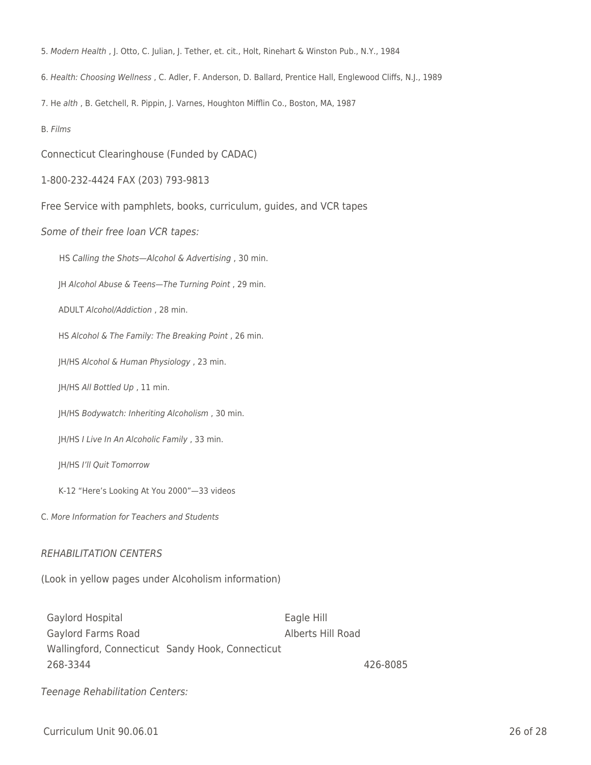5. *Modern Health* , J. Otto, C. Julian, J. Tether, et. cit., Holt, Rinehart & Winston Pub., N.Y., 1984

6. *Health: Choosing Wellness* , C. Adler, F. Anderson, D. Ballard, Prentice Hall, Englewood Cliffs, N.J., 1989

7. He *alth* , B. Getchell, R. Pippin, J. Varnes, Houghton Mifflin Co., Boston, MA, 1987

B. *Films*

Connecticut Clearinghouse (Funded by CADAC)

1-800-232-4424 FAX (203) 793-9813

Free Service with pamphlets, books, curriculum, guides, and VCR tapes

*Some of their free loan VCR tapes:*

HS *Calling the Shots—Alcohol & Advertising* , 30 min.

JH *Alcohol Abuse & Teens—The Turning Point* , 29 min.

ADULT *Alcohol/Addiction* , 28 min.

HS *Alcohol & The Family: The Breaking Point* , 26 min.

JH/HS *Alcohol & Human Physiology* , 23 min.

JH/HS *All Bottled Up* , 11 min.

JH/HS *Bodywatch: Inheriting Alcoholism* , 30 min.

JH/HS *I Live In An Alcoholic Family* , 33 min.

JH/HS *I'll Quit Tomorrow*

K-12 "Here's Looking At You 2000"—33 videos

C. *More Information for Teachers and Students*

*REHABILITATION CENTERS*

(Look in yellow pages under Alcoholism information)

Gaylord Hospital
Gaylord Farms Road
Wallingford, Connecticut
268-3344

Eagle Hill
Alberts Hill Road
Sandy Hook, Connecticut
426-8085

*Teenage Rehabilitation Centers:*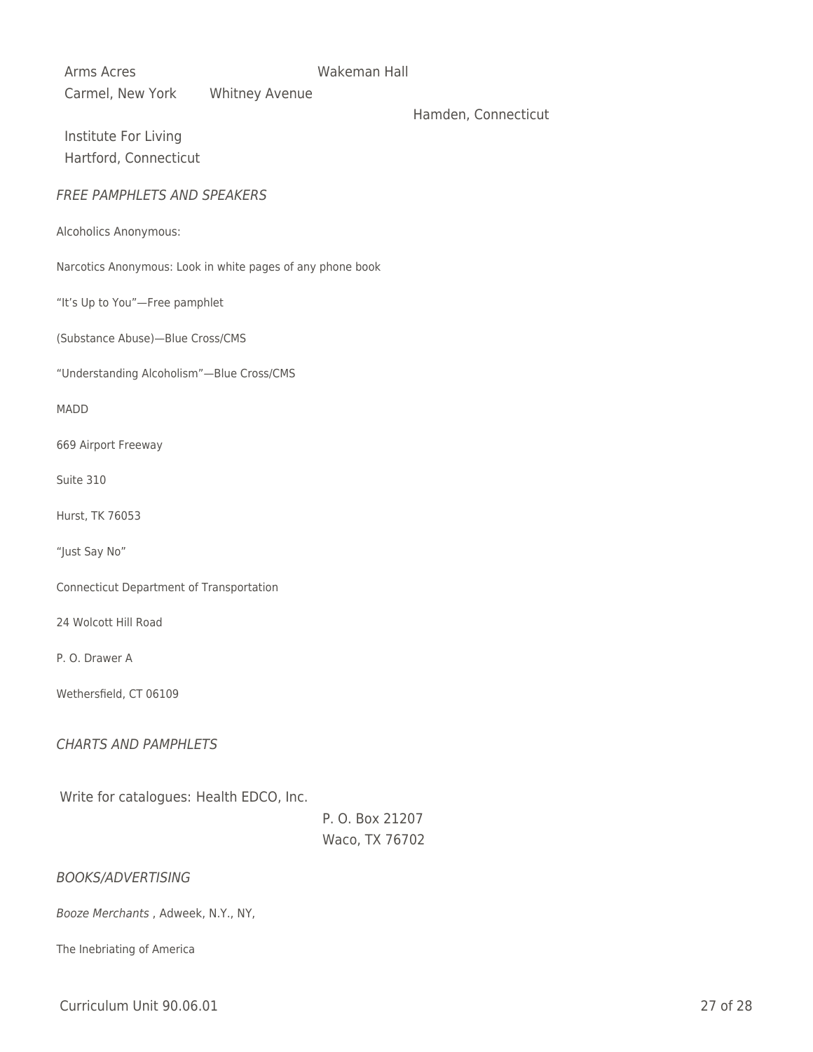Arms Acres
Carmel, New York

Wakeman Hall
Whitney Avenue
Hamden, Connecticut

Institute For Living
Hartford, Connecticut

*FREE PAMPHLETS AND SPEAKERS*

Alcoholics Anonymous:

Narcotics Anonymous: Look in white pages of any phone book

"It's Up to You"—Free pamphlet

(Substance Abuse)—Blue Cross/CMS

"Understanding Alcoholism"—Blue Cross/CMS

MADD

669 Airport Freeway

Suite 310

Hurst, TK 76053

"Just Say No"

Connecticut Department of Transportation

24 Wolcott Hill Road

P. O. Drawer A

Wethersfield, CT 06109

*CHARTS AND PAMPHLETS*

Write for catalogues: Health EDCO, Inc.
P. O. Box 21207
Waco, TX 76702

*BOOKS/ADVERTISING*

*Booze Merchants* , Adweek, N.Y., NY,

The Inebriating of America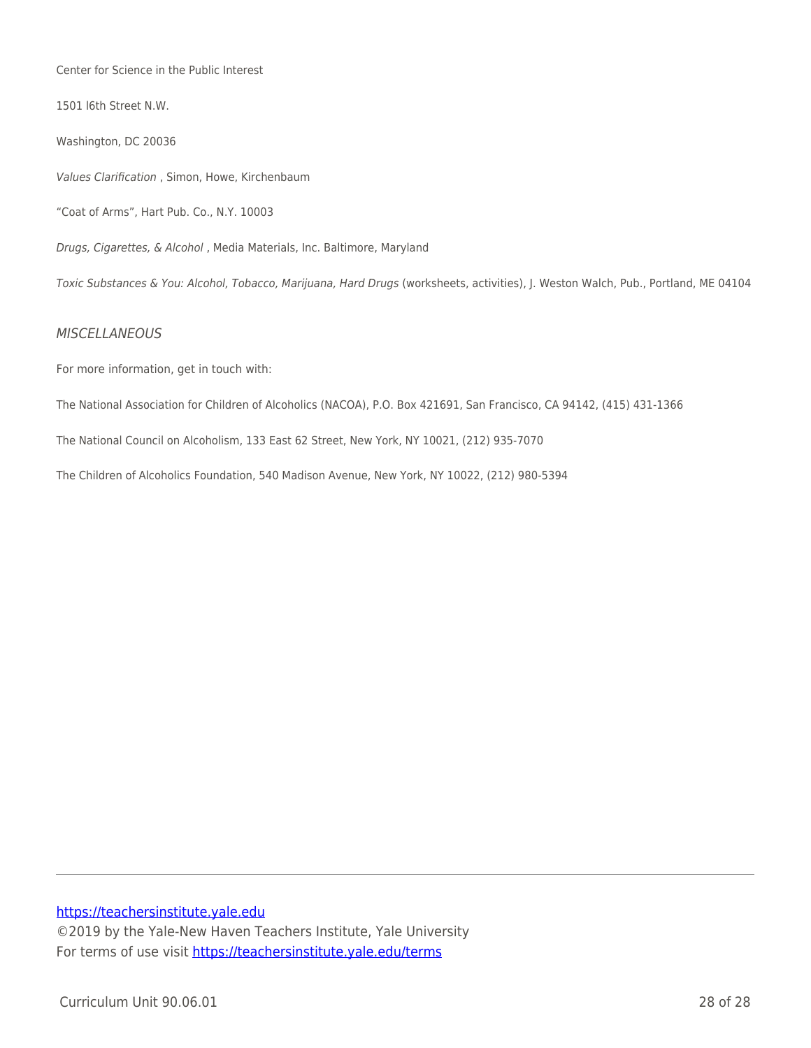Center for Science in the Public Interest

1501 l6th Street N.W.

Washington, DC 20036

*Values Clarification* , Simon, Howe, Kirchenbaum

“Coat of Arms”, Hart Pub. Co., N.Y. 10003

*Drugs, Cigarettes, & Alcohol* , Media Materials, Inc. Baltimore, Maryland

*Toxic Substances & You: Alcohol, Tobacco, Marijuana, Hard Drugs* (worksheets, activities), J. Weston Walch, Pub., Portland, ME 04104

### *MISCELLANEOUS*

For more information, get in touch with:

The National Association for Children of Alcoholics (NACOA), P.O. Box 421691, San Francisco, CA 94142, (415) 431-1366

The National Council on Alcoholism, 133 East 62 Street, New York, NY 10021, (212) 935-7070

The Children of Alcoholics Foundation, 540 Madison Avenue, New York, NY 10022, (212) 980-5394

https://teachersinstitute.yale.edu
©2019 by the Yale-New Haven Teachers Institute, Yale University
For terms of use visit https://teachersinstitute.yale.edu/terms